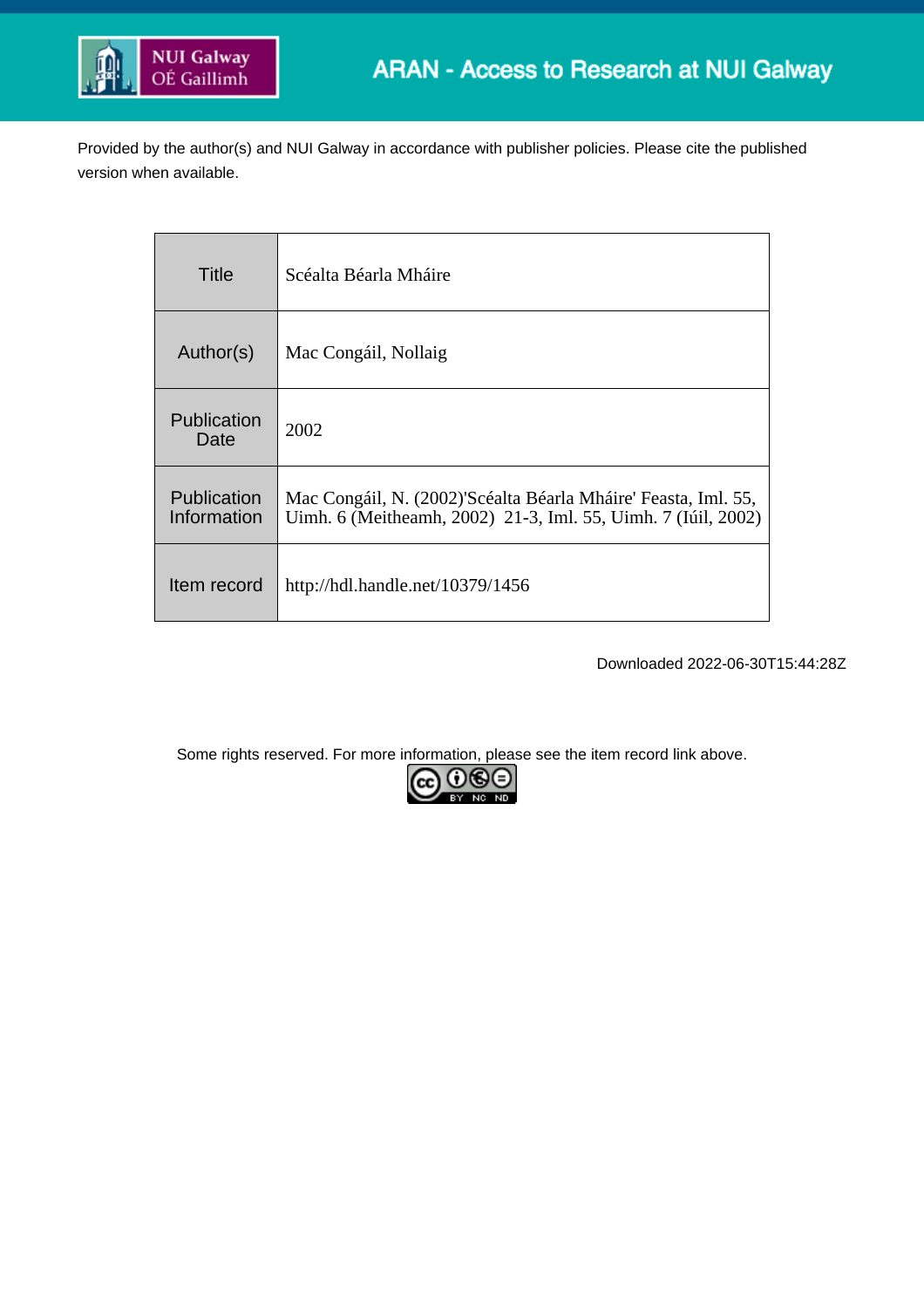ARAN - Access to Research at NUI Galway

Provided by the author(s) and NUI Galway in accordance with publisher policies. Please cite the published version when available.

| | |
|---|---|
| Title | Scéalta Béarla Mháire |
| Author(s) | Mac Congáil, Nollaig |
| Publication Date | 2002 |
| Publication Information | Mac Congáil, N. (2002)'Scéalta Béarla Mháire' Feasta, Iml. 55, Uimh. 6 (Meitheamh, 2002) 21-3, Iml. 55, Uimh. 7 (Iúil, 2002) |
| Item record | http://hdl.handle.net/10379/1456 |

Downloaded 2022-06-30T15:44:28Z

Some rights reserved. For more information, please see the item record link above.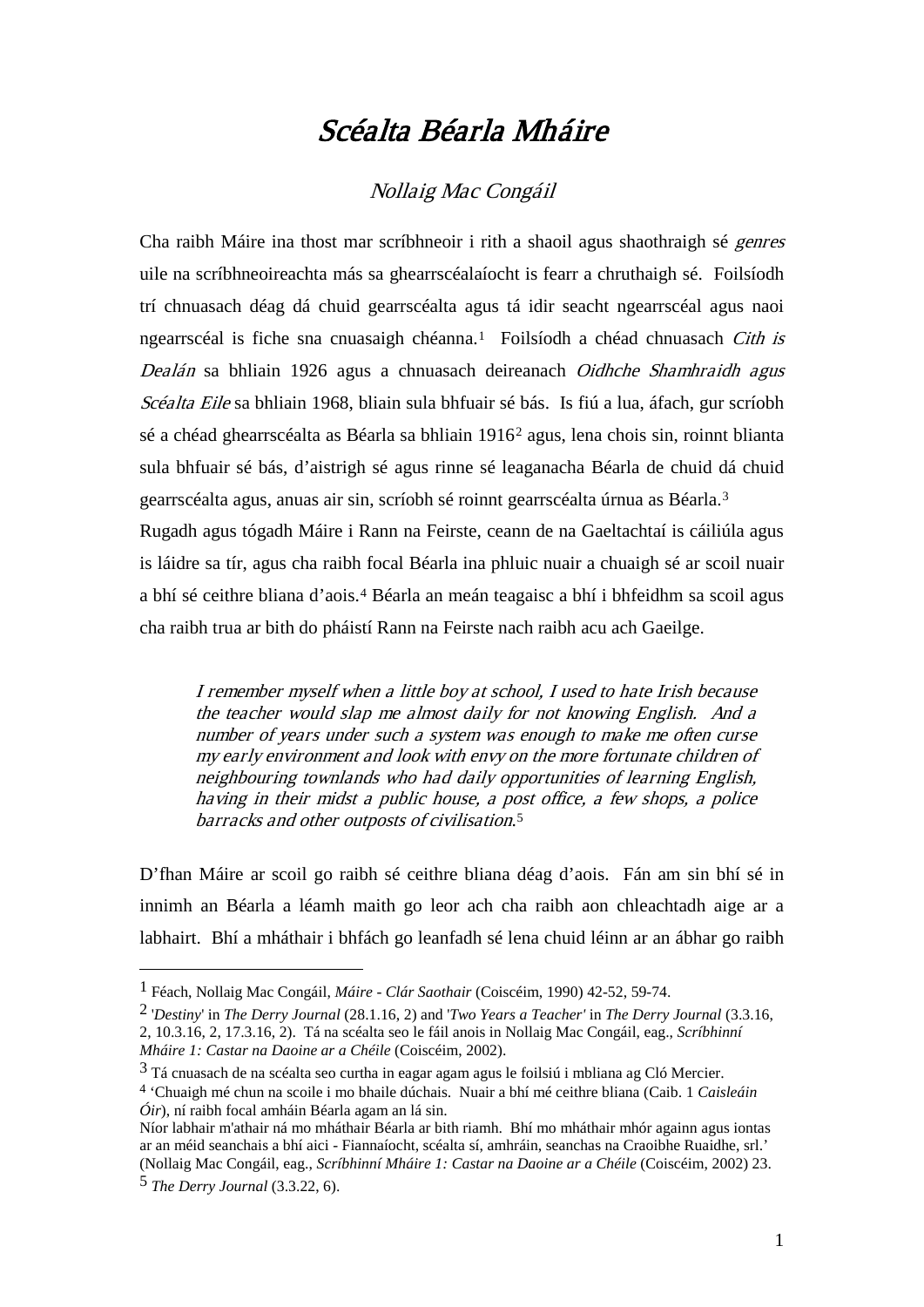# *Scéalta Béarla Mháire*

*Nollaig Mac Congáil*

Cha raibh Máire ina thost mar scríbhneoir i rith a shaoil agus shaothraigh sé *genres* uile na scríbhneoireachta más sa ghearrscéalaíocht is fearr a chruthaigh sé. Foilsíodh trí chnuasach déag dá chuid gearrscéalta agus tá idir seacht ngearrscéal agus naoi ngearrscéal is fiche sna cnuasaigh chéanna.[1] Foilsíodh a chéad chnuasach *Cith is Dealán* sa bhliain 1926 agus a chnuasach deireanach *Oidhche Shamhraidh agus Scéalta Eile* sa bhliain 1968, bliain sula bhfuair sé bás. Is fiú a lua, áfach, gur scríobh sé a chéad ghearrscéalta as Béarla sa bhliain 1916[2] agus, lena chois sin, roinnt blianta sula bhfuair sé bás, d'aistrigh sé agus rinne sé leaganacha Béarla de chuid dá chuid gearrscéalta agus, anuas air sin, scríobh sé roinnt gearrscéalta úrnua as Béarla.[3]

Rugadh agus tógadh Máire i Rann na Feirste, ceann de na Gaeltachtaí is cáiliúla agus is láidre sa tír, agus cha raibh focal Béarla ina phluic nuair a chuaigh sé ar scoil nuair a bhí sé ceithre bliana d'aois.[4] Béarla an meán teagaisc a bhí i bhfeidhm sa scoil agus cha raibh trua ar bith do pháistí Rann na Feirste nach raibh acu ach Gaeilge.

> *I remember myself when a little boy at school, I used to hate Irish because the teacher would slap me almost daily for not knowing English. And a number of years under such a system was enough to make me often curse my early environment and look with envy on the more fortunate children of neighbouring townlands who had daily opportunities of learning English, having in their midst a public house, a post office, a few shops, a police barracks and other outposts of civilisation.*[5]

D'fhan Máire ar scoil go raibh sé ceithre bliana déag d'aois. Fán am sin bhí sé in innimh an Béarla a léamh maith go leor ach cha raibh aon chleachtadh aige ar a labhairt. Bhí a mháthair i bhfách go leanfadh sé lena chuid léinn ar an ábhar go raibh

---

[1] Féach, Nollaig Mac Congáil, *Máire - Clár Saothair* (Coiscéim, 1990) 42-52, 59-74.

[2] '*Destiny*' in *The Derry Journal* (28.1.16, 2) and '*Two Years a Teacher*' in *The Derry Journal* (3.3.16, 2, 10.3.16, 2, 17.3.16, 2). Tá na scéalta seo le fáil anois in Nollaig Mac Congáil, eag., *Scríbhinní Mháire 1: Castar na Daoine ar a Chéile* (Coiscéim, 2002).

[3] Tá cnuasach de na scéalta seo curtha in eagar agam agus le foilsiú i mbliana ag Cló Mercier.

[4] 'Chuaigh mé chun na scoile i mo bhaile dúchais. Nuair a bhí mé ceithre bliana (Caib. 1 *Caisleáin Óir*), ní raibh focal amháin Béarla agam an lá sin.
Níor labhair m'athair ná mo mháthair Béarla ar bith riamh. Bhí mo mháthair mhór againn agus iontas ar an méid seanchais a bhí aici - Fiannaíocht, scéalta sí, amhráin, seanchas na Craoibhe Ruaidhe, srl.' (Nollaig Mac Congáil, eag., *Scríbhinní Mháire 1: Castar na Daoine ar a Chéile* (Coiscéim, 2002) 23.

[5] *The Derry Journal* (3.3.22, 6).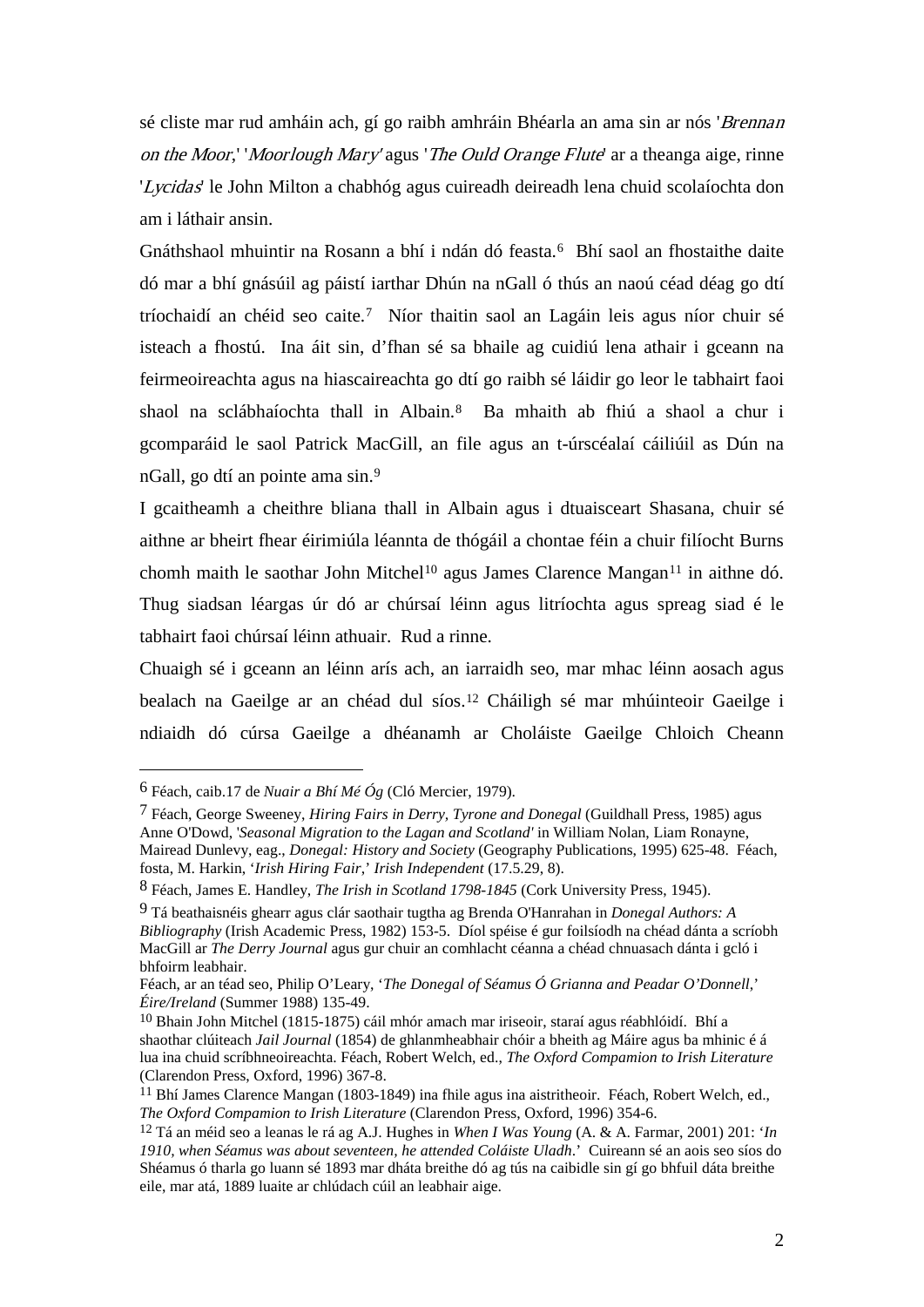sé cliste mar rud amháin ach, gí go raibh amhráin Bhéarla an ama sin ar nós '*Brennan on the Moor*,' '*Moorlough Mary*' agus '*The Ould Orange Flute*' ar a theanga aige, rinne '*Lycidas*' le John Milton a chabhóg agus cuireadh deireadh lena chuid scolaíochta don am i láthair ansin.

Gnáthshaol mhuintir na Rosann a bhí i ndán dó feasta.[6] Bhí saol an fhostaithe daite dó mar a bhí gnásúil ag páistí iarthar Dhún na nGall ó thús an naoú céad déag go dtí tríochaidí an chéid seo caite.[7] Níor thaitin saol an Lagáin leis agus níor chuir sé isteach a fhostú. Ina áit sin, d'fhan sé sa bhaile ag cuidiú lena athair i gceann na feirmeoireachta agus na hiascaireachta go dtí go raibh sé láidir go leor le tabhairt faoi shaol na sclábhaíochta thall in Albain.[8] Ba mhaith ab fhiú a shaol a chur i gcomparáid le saol Patrick MacGill, an file agus an t-úrscéalaí cáiliúil as Dún na nGall, go dtí an pointe ama sin.[9]

I gcaitheamh a cheithre bliana thall in Albain agus i dtuaisceart Shasana, chuir sé aithne ar bheirt fhear éirimiúla léannta de thógáil a chontae féin a chuir filíocht Burns chomh maith le saothar John Mitchel[10] agus James Clarence Mangan[11] in aithne dó. Thug siadsan léargas úr dó ar chúrsaí léinn agus litríochta agus spreag siad é le tabhairt faoi chúrsaí léinn athuair. Rud a rinne.

Chuaigh sé i gceann an léinn arís ach, an iarraidh seo, mar mhac léinn aosach agus bealach na Gaeilge ar an chéad dul síos.[12] Cháiligh sé mar mhúinteoir Gaeilge i ndiaidh dó cúrsa Gaeilge a dhéanamh ar Choláiste Gaeilge Chloich Cheann

---

[6] Féach, caib.17 de *Nuair a Bhí Mé Óg* (Cló Mercier, 1979).

[7] Féach, George Sweeney, *Hiring Fairs in Derry, Tyrone and Donegal* (Guildhall Press, 1985) agus Anne O'Dowd, '*Seasonal Migration to the Lagan and Scotland*' in William Nolan, Liam Ronayne, Mairead Dunlevy, eag., *Donegal: History and Society* (Geography Publications, 1995) 625-48. Féach, fosta, M. Harkin, '*Irish Hiring Fair,*' *Irish Independent* (17.5.29, 8).

[8] Féach, James E. Handley, *The Irish in Scotland 1798-1845* (Cork University Press, 1945).

[9] Tá beathaisnéis ghearr agus clár saothair tugtha ag Brenda O'Hanrahan in *Donegal Authors: A Bibliography* (Irish Academic Press, 1982) 153-5. Díol spéise é gur foilsíodh na chéad dánta a scríobh MacGill ar *The Derry Journal* agus gur chuir an comhlacht céanna a chéad chnuasach dánta i gcló i bhfoirm leabhair.
Féach, ar an téad seo, Philip O'Leary, '*The Donegal of Séamus Ó Grianna and Peadar O'Donnell,*' *Éire/Ireland* (Summer 1988) 135-49.

[10] Bhain John Mitchel (1815-1875) cáil mhór amach mar iriseoir, staraí agus réabhlóidí. Bhí a shaothar clúiteach *Jail Journal* (1854) de ghlanmheabhair chóir a bheith ag Máire agus ba mhinic é á lua ina chuid scríbhneoireachta. Féach, Robert Welch, ed., *The Oxford Compamion to Irish Literature* (Clarendon Press, Oxford, 1996) 367-8.

[11] Bhí James Clarence Mangan (1803-1849) ina fhile agus ina aistritheoir. Féach, Robert Welch, ed., *The Oxford Compamion to Irish Literature* (Clarendon Press, Oxford, 1996) 354-6.

[12] Tá an méid seo a leanas le rá ag A.J. Hughes in *When I Was Young* (A. & A. Farmar, 2001) 201: '*In 1910, when Séamus was about seventeen, he attended Coláiste Uladh*.' Cuireann sé an aois seo síos do Shéamus ó tharla go luann sé 1893 mar dháta breithe dó ag tús na caibidle sin gí go bhfuil dáta breithe eile, mar atá, 1889 luaite ar chlúdach cúil an leabhair aige.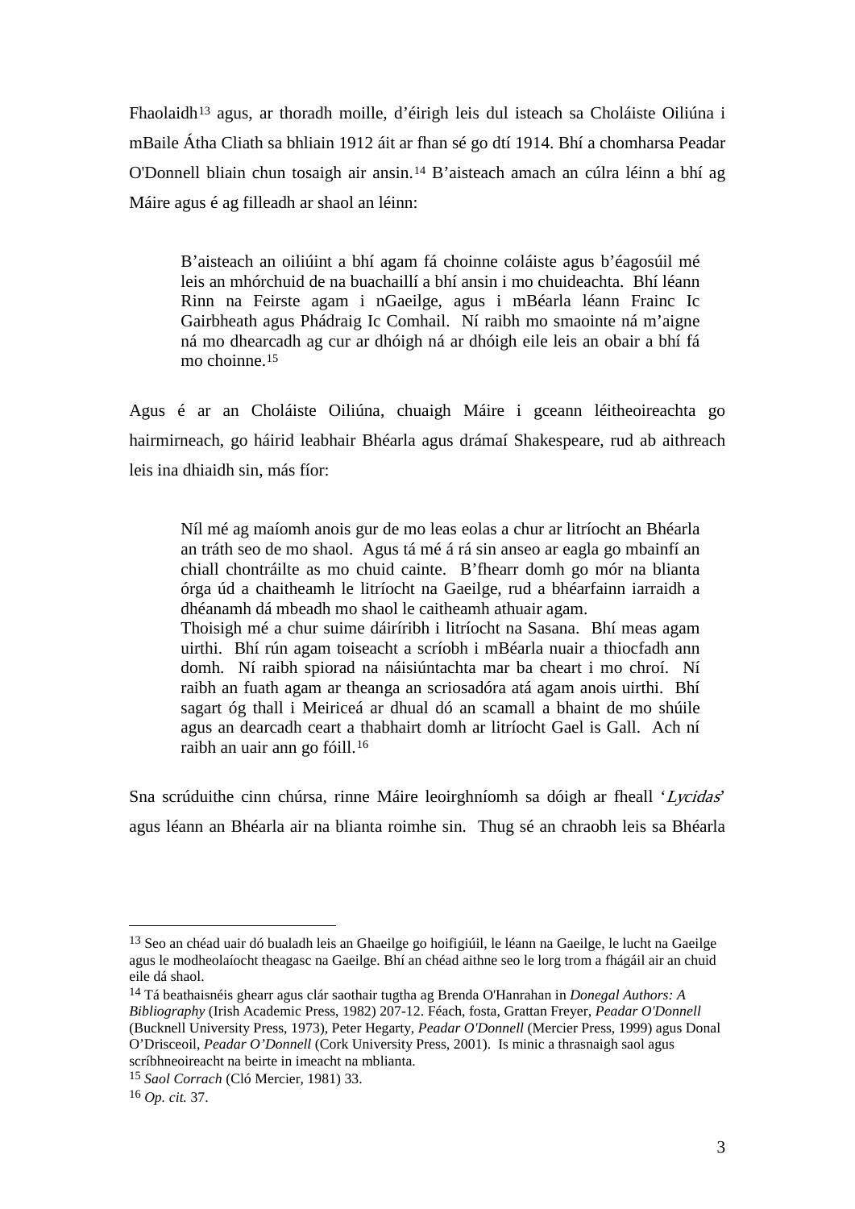Fhaolaidh[13] agus, ar thoradh moille, d'éirigh leis dul isteach sa Choláiste Oiliúna i mBaile Átha Cliath sa bhliain 1912 áit ar fhan sé go dtí 1914. Bhí a chomharsa Peadar O'Donnell bliain chun tosaigh air ansin.[14] B'aisteach amach an cúlra léinn a bhí ag Máire agus é ag filleadh ar shaol an léinn:

> B'aisteach an oiliúint a bhí agam fá choinne coláiste agus b'éagosúil mé leis an mhórchuid de na buachaillí a bhí ansin i mo chuideachta. Bhí léann Rinn na Feirste agam i nGaeilge, agus i mBéarla léann Frainc Ic Gairbheath agus Phádraig Ic Comhail. Ní raibh mo smaointe ná m'aigne ná mo dhearcadh ag cur ar dhóigh ná ar dhóigh eile leis an obair a bhí fá mo choinne.[15]

Agus é ar an Choláiste Oiliúna, chuaigh Máire i gceann léitheoireachta go hairmirneach, go háirid leabhair Bhéarla agus drámaí Shakespeare, rud ab aithreach leis ina dhiaidh sin, más fíor:

> Níl mé ag maíomh anois gur de mo leas eolas a chur ar litríocht an Bhéarla an tráth seo de mo shaol. Agus tá mé á rá sin anseo ar eagla go mbainfí an chiall chontráilte as mo chuid cainte. B'fhearr domh go mór na blianta órga úd a chaitheamh le litríocht na Gaeilge, rud a bhéarfainn iarraidh a dhéanamh dá mbeadh mo shaol le caitheamh athuair agam.
> Thoisigh mé a chur suime dáiríribh i litríocht na Sasana. Bhí meas agam uirthi. Bhí rún agam toiseacht a scríobh i mBéarla nuair a thiocfadh ann domh. Ní raibh spiorad na náisiúntachta mar ba cheart i mo chroí. Ní raibh an fuath agam ar theanga an scriosadóra atá agam anois uirthi. Bhí sagart óg thall i Meiriceá ar dhual dó an scamall a bhaint de mo shúile agus an dearcadh ceart a thabhairt domh ar litríocht Gael is Gall. Ach ní raibh an uair ann go fóill.[16]

Sna scrúduithe cinn chúrsa, rinne Máire leoirghníomh sa dóigh ar fheall '*Lycidas*' agus léann an Bhéarla air na blianta roimhe sin. Thug sé an chraobh leis sa Bhéarla

---

[13] Seo an chéad uair dó bualadh leis an Ghaeilge go hoifigiúil, le léann na Gaeilge, le lucht na Gaeilge agus le modheolaíocht theagasc na Gaeilge. Bhí an chéad aithne seo le lorg trom a fhágáil air an chuid eile dá shaol.

[14] Tá beathaisnéis ghearr agus clár saothair tugtha ag Brenda O'Hanrahan in *Donegal Authors: A Bibliography* (Irish Academic Press, 1982) 207-12. Féach, fosta, Grattan Freyer, *Peadar O'Donnell* (Bucknell University Press, 1973), Peter Hegarty, *Peadar O'Donnell* (Mercier Press, 1999) agus Donal O'Drisceoil, *Peadar O'Donnell* (Cork University Press, 2001). Is minic a thrasnaigh saol agus scríbhneoireacht na beirte in imeacht na mblianta.

[15] *Saol Corrach* (Cló Mercier, 1981) 33.

[16] *Op. cit.* 37.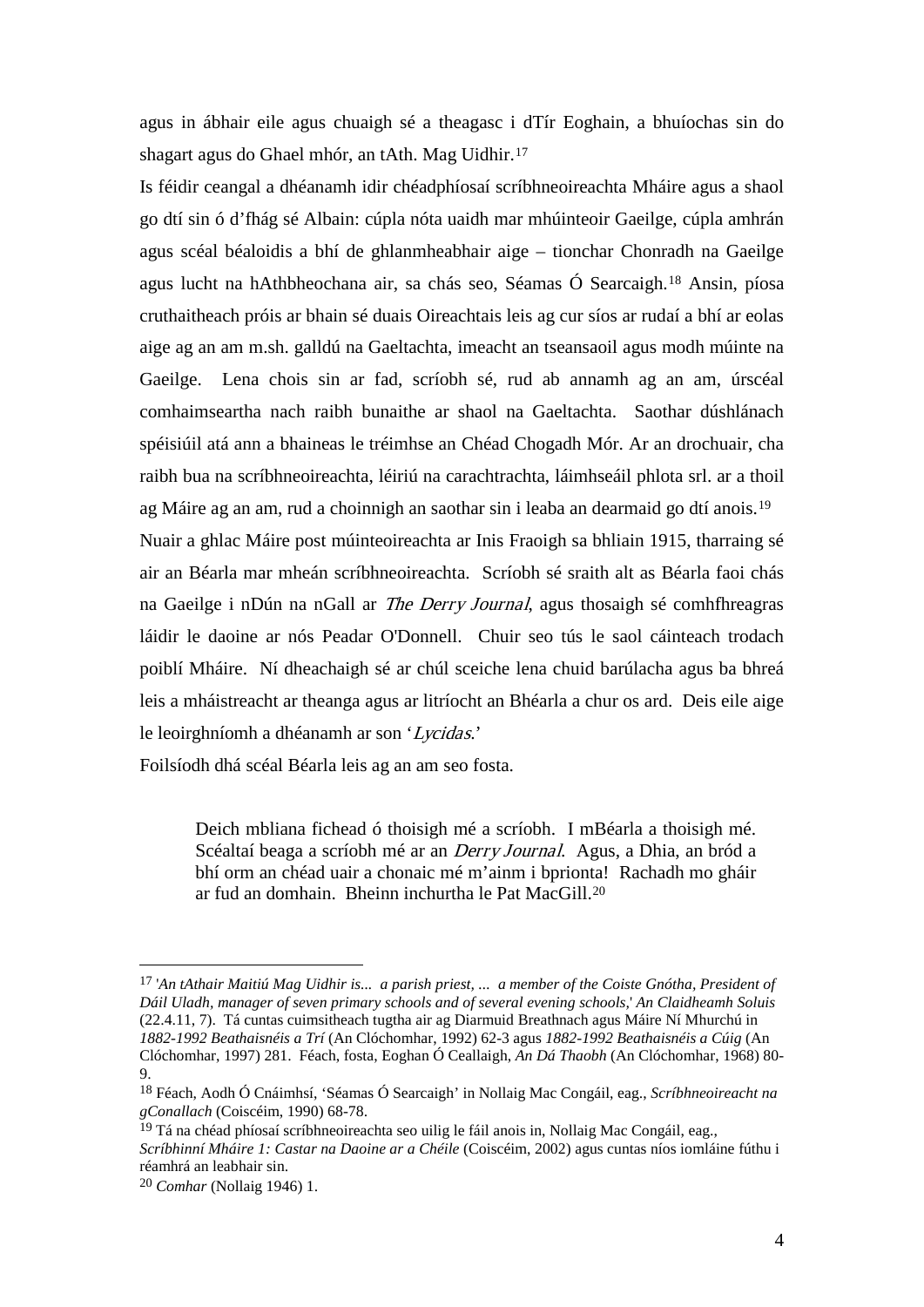agus in ábhair eile agus chuaigh sé a theagasc i dTír Eoghain, a bhuíochas sin do shagart agus do Ghael mhór, an tAth. Mag Uidhir.[17]

Is féidir ceangal a dhéanamh idir chéadphíosaí scríbhneoireachta Mháire agus a shaol go dtí sin ó d'fhág sé Albain: cúpla nóta uaidh mar mhúinteoir Gaeilge, cúpla amhrán agus scéal béaloidis a bhí de ghlanmheabhair aige – tionchar Chonradh na Gaeilge agus lucht na hAthbheochana air, sa chás seo, Séamas Ó Searcaigh.[18] Ansin, píosa cruthaitheach próis ar bhain sé duais Oireachtais leis ag cur síos ar rudaí a bhí ar eolas aige ag an am m.sh. galldú na Gaeltachta, imeacht an tseansaoil agus modh múinte na Gaeilge. Lena chois sin ar fad, scríobh sé, rud ab annamh ag an am, úrscéal comhaimseartha nach raibh bunaithe ar shaol na Gaeltachta. Saothar dúshlánach spéisiúil atá ann a bhaineas le tréimhse an Chéad Chogadh Mór. Ar an drochuair, cha raibh bua na scríbhneoireachta, léiriú na carachtrachta, láimhseáil phlota srl. ar a thoil ag Máire ag an am, rud a choinnigh an saothar sin i leaba an dearmaid go dtí anois.[19]

Nuair a ghlac Máire post múinteoireachta ar Inis Fraoigh sa bhliain 1915, tharraing sé air an Béarla mar mheán scríbhneoireachta. Scríobh sé sraith alt as Béarla faoi chás na Gaeilge i nDún na nGall ar *The Derry Journal*, agus thosaigh sé comhfhreagras láidir le daoine ar nós Peadar O'Donnell. Chuir seo tús le saol cáinteach trodach poiblí Mháire. Ní dheachaigh sé ar chúl sceiche lena chuid barúlacha agus ba bhreá leis a mháistreacht ar theanga agus ar litríocht an Bhéarla a chur os ard. Deis eile aige le leoirghníomh a dhéanamh ar son '*Lycidas*.'

Foilsíodh dhá scéal Béarla leis ag an am seo fosta.

> Deich mbliana fichead ó thoisigh mé a scríobh. I mBéarla a thoisigh mé. Scéaltaí beaga a scríobh mé ar an *Derry Journal*. Agus, a Dhia, an bród a bhí orm an chéad uair a chonaic mé m'ainm i bprionta! Rachadh mo gháir ar fud an domhain. Bheinn inchurtha le Pat MacGill.[20]

---

[17] '*An tAthair Maitiú Mag Uidhir is... a parish priest, ... a member of the Coiste Gnótha, President of Dáil Uladh, manager of seven primary schools and of several evening schools,*' *An Claidheamh Soluis* (22.4.11, 7). Tá cuntas cuimsitheach tugtha air ag Diarmuid Breathnach agus Máire Ní Mhurchú in *1882-1992 Beathaisnéis a Trí* (An Clóchomhar, 1992) 62-3 agus *1882-1992 Beathaisnéis a Cúig* (An Clóchomhar, 1997) 281. Féach, fosta, Eoghan Ó Ceallaigh, *An Dá Thaobh* (An Clóchomhar, 1968) 80-9.

[18] Féach, Aodh Ó Cnáimhsí, 'Séamas Ó Searcaigh' in Nollaig Mac Congáil, eag., *Scríbhneoireacht na gConallach* (Coiscéim, 1990) 68-78.

[19] Tá na chéad phíosaí scríbhneoireachta seo uilig le fáil anois in, Nollaig Mac Congáil, eag., *Scríbhinní Mháire 1: Castar na Daoine ar a Chéile* (Coiscéim, 2002) agus cuntas níos iomláine fúthu i réamhrá an leabhair sin.

[20] *Comhar* (Nollaig 1946) 1.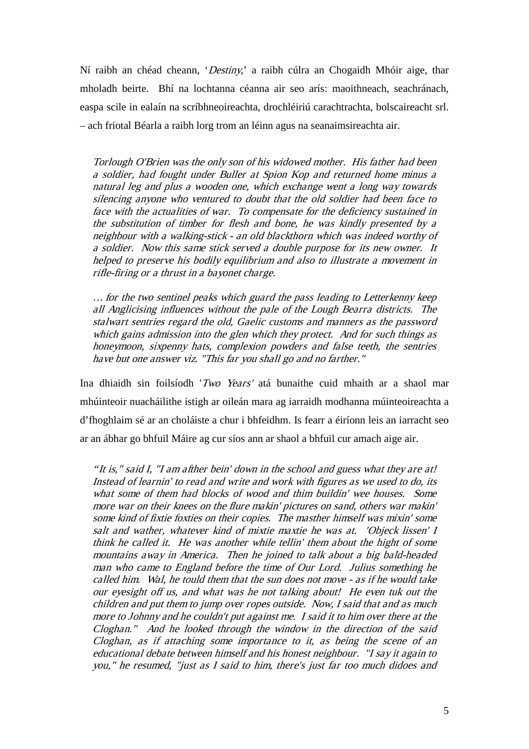Ní raibh an chéad cheann, '*Destiny*,' a raibh cúlra an Chogaidh Mhóir aige, thar mholadh beirte. Bhí na lochtanna céanna air seo arís: maoithneach, seachránach, easpa scile in ealaín na scríbhneoireachta, drochléiriú carachtrachta, bolscaireacht srl. – ach friotal Béarla a raibh lorg trom an léinn agus na seanaimsireachta air.

> *Torlough O'Brien was the only son of his widowed mother. His father had been a soldier, had fought under Buller at Spion Kop and returned home minus a natural leg and plus a wooden one, which exchange went a long way towards silencing anyone who ventured to doubt that the old soldier had been face to face with the actualities of war. To compensate for the deficiency sustained in the substitution of timber for flesh and bone, he was kindly presented by a neighbour with a walking-stick - an old blackthorn which was indeed worthy of a soldier. Now this same stick served a double purpose for its new owner. It helped to preserve his bodily equilibrium and also to illustrate a movement in rifle-firing or a thrust in a bayonet charge.*
>
> *… for the two sentinel peaks which guard the pass leading to Letterkenny keep all Anglicising influences without the pale of the Lough Bearra districts. The stalwart sentries regard the old, Gaelic customs and manners as the password which gains admission into the glen which they protect. And for such things as honeymoon, sixpenny hats, complexion powders and false teeth, the sentries have but one answer viz. "This far you shall go and no farther."*

Ina dhiaidh sin foilsíodh '*Two Years'* atá bunaithe cuid mhaith ar a shaol mar mhúinteoir nuacháilithe istigh ar oileán mara ag iarraidh modhanna múinteoireachta a d'fhoghlaim sé ar an choláiste a chur i bhfeidhm. Is fearr a éiríonn leis an iarracht seo ar an ábhar go bhfuil Máire ag cur síos ann ar shaol a bhfuil cur amach aige air.

> *"It is," said I, "I am afther bein' down in the school and guess what they are at! Instead of learnin' to read and write and work with figures as we used to do, its what some of them had blocks of wood and thim buildin' wee houses. Some more war on their knees on the flure makin' pictures on sand, others war makin' some kind of fixtie foxties on their copies. The masther himself was mixin' some salt and wather, whatever kind of mixtie maxtie he was at. 'Objeck lissen' I think he called it. He was another while tellin' them about the hight of some mountains away in America. Then he joined to talk about a big bald-headed man who came to England before the time of Our Lord. Julius something he called him. Wal, he tould them that the sun does not move - as if he would take our eyesight off us, and what was he not talking about! He even tuk out the children and put them to jump over ropes outside. Now, I said that and as much more to Johnny and he couldn't put against me. I said it to him over there at the Cloghan." And he looked through the window in the direction of the said Cloghan, as if attaching some importance to it, as being the scene of an educational debate between himself and his honest neighbour. "I say it again to you," he resumed, "just as I said to him, there's just far too much didoes and*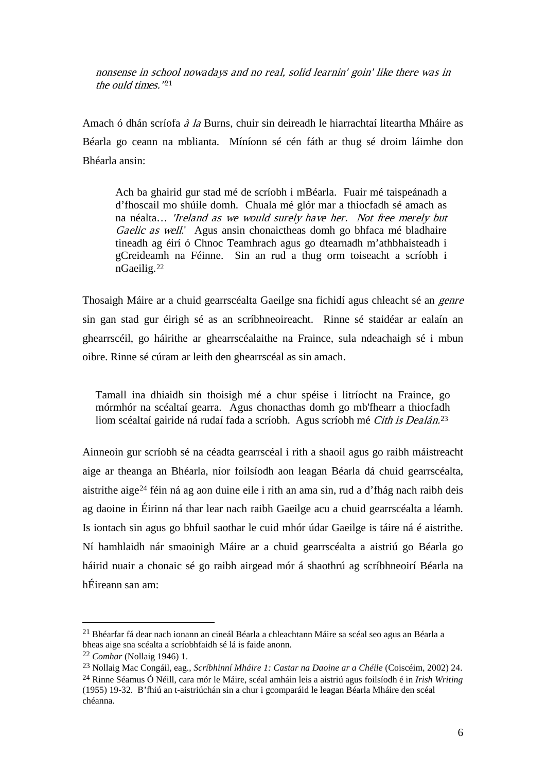> *nonsense in school nowadays and no real, solid learnin' goin' like there was in the ould times."*[21]

Amach ó dhán scríofa *à la* Burns, chuir sin deireadh le hiarrachtaí liteartha Mháire as Béarla go ceann na mblianta. Míníonn sé cén fáth ar thug sé droim láimhe don Bhéarla ansin:

> Ach ba ghairid gur stad mé de scríobh i mBéarla. Fuair mé taispeánadh a d'fhoscail mo shúile domh. Chuala mé glór mar a thiocfadh sé amach as na néalta… *'Ireland as we would surely have her. Not free merely but Gaelic as well.'* Agus ansin chonaictheas domh go bhfaca mé bladhaire tineadh ag éirí ó Chnoc Teamhrach agus go dtearnadh m'athbhaisteadh i gCreideamh na Féinne. Sin an rud a thug orm toiseacht a scríobh i nGaeilig.[22]

Thosaigh Máire ar a chuid gearrscéalta Gaeilge sna fichidí agus chleacht sé an *genre* sin gan stad gur éirigh sé as an scríbhneoireacht. Rinne sé staidéar ar ealaín an ghearrscéil, go háirithe ar ghearrscéalaithe na Fraince, sula ndeachaigh sé i mbun oibre. Rinne sé cúram ar leith den ghearrscéal as sin amach.

> Tamall ina dhiaidh sin thoisigh mé a chur spéise i litríocht na Fraince, go mórmhór na scéaltaí gearra. Agus chonacthas domh go mb'fhearr a thiocfadh liom scéaltaí gairide ná rudaí fada a scríobh. Agus scríobh mé *Cith is Dealán*.[23]

Ainneoin gur scríobh sé na céadta gearrscéal i rith a shaoil agus go raibh máistreacht aige ar theanga an Bhéarla, níor foilsíodh aon leagan Béarla dá chuid gearrscéalta, aistrithe aige[24] féin ná ag aon duine eile i rith an ama sin, rud a d'fhág nach raibh deis ag daoine in Éirinn ná thar lear nach raibh Gaeilge acu a chuid gearrscéalta a léamh. Is iontach sin agus go bhfuil saothar le cuid mhór údar Gaeilge is táire ná é aistrithe. Ní hamhlaidh nár smaoinigh Máire ar a chuid gearrscéalta a aistriú go Béarla go háirid nuair a chonaic sé go raibh airgead mór á shaothrú ag scríbhneoirí Béarla na hÉireann san am:

---

[21] Bhéarfar fá dear nach ionann an cineál Béarla a chleachtann Máire sa scéal seo agus an Béarla a bheas aige sna scéalta a scríobhfaidh sé lá is faide anonn.

[22] *Comhar* (Nollaig 1946) 1.

[23] Nollaig Mac Congáil, eag., *Scríbhinní Mháire 1: Castar na Daoine ar a Chéile* (Coiscéim, 2002) 24.

[24] Rinne Séamus Ó Néill, cara mór le Máire, scéal amháin leis a aistriú agus foilsíodh é in *Irish Writing* (1955) 19-32. B'fhiú an t-aistriúchán sin a chur i gcomparáid le leagan Béarla Mháire den scéal chéanna.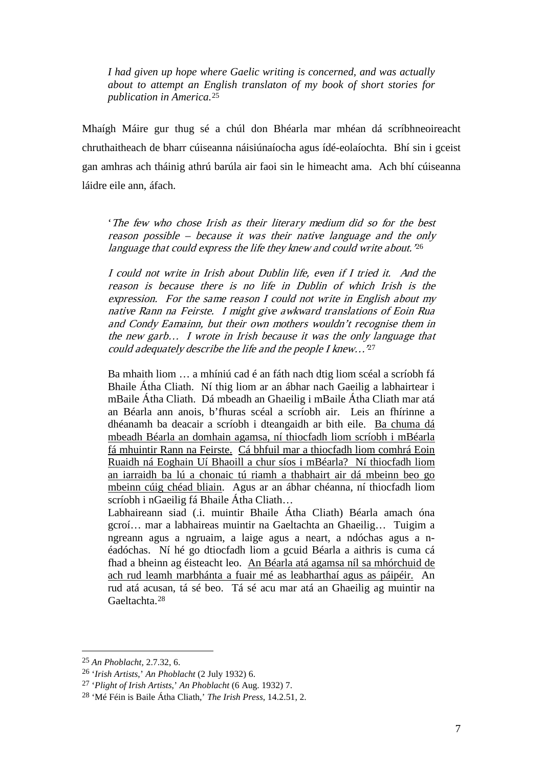> *I had given up hope where Gaelic writing is concerned, and was actually about to attempt an English translaton of my book of short stories for publication in America.*[25]

Mhaígh Máire gur thug sé a chúl don Bhéarla mar mhéan dá scríbhneoireacht chruthaitheach de bharr cúiseanna náisiúnaíocha agus ídé-eolaíochta. Bhí sin i gceist gan amhras ach tháinig athrú barúla air faoi sin le himeacht ama. Ach bhí cúiseanna láidre eile ann, áfach.

> '*The few who chose Irish as their literary medium did so for the best reason possible – because it was their native language and the only language that could express the life they knew and could write about.*'[26]
>
> *I could not write in Irish about Dublin life, even if I tried it. And the reason is because there is no life in Dublin of which Irish is the expression. For the same reason I could not write in English about my native Rann na Feirste. I might give awkward translations of Eoin Rua and Condy Eamainn, but their own mothers wouldn't recognise them in the new garb… I wrote in Irish because it was the only language that could adequately describe the life and the people I knew…*'[27]
>
> Ba mhaith liom … a mhíniú cad é an fáth nach dtig liom scéal a scríobh fá Bhaile Átha Cliath. Ní thig liom ar an ábhar nach Gaeilig a labhairtear i mBaile Átha Cliath. Dá mbeadh an Ghaeilig i mBaile Átha Cliath mar atá an Béarla ann anois, b'fhuras scéal a scríobh air. Leis an fhírinne a dhéanamh ba deacair a scríobh i dteangaidh ar bith eile. <u>Ba chuma dá mbeadh Béarla an domhain agamsa, ní thiocfadh liom scríobh i mBéarla fá mhuintir Rann na Feirste.</u> <u>Cá bhfuil mar a thiocfadh liom comhrá Eoin Ruaidh ná Eoghain Uí Bhaoill a chur síos i mBéarla? Ní thiocfadh liom an iarraidh ba lú a chonaic tú riamh a thabhairt air dá mbeinn beo go mbeinn cúig chéad bliain</u>. Agus ar an ábhar chéanna, ní thiocfadh liom scríobh i nGaeilig fá Bhaile Átha Cliath…
>
> Labhaireann siad (.i. muintir Bhaile Átha Cliath) Béarla amach óna gcroí… mar a labhaireas muintir na Gaeltachta an Ghaeilig… Tuigim a ngreann agus a ngruaim, a laige agus a neart, a ndóchas agus a n-éadóchas. Ní hé go dtiocfadh liom a gcuid Béarla a aithris is cuma cá fhad a bheinn ag éisteacht leo. <u>An Béarla atá agamsa níl sa mhórchuid de ach rud leamh marbhánta a fuair mé as leabharthaí agus as páipéir.</u> An rud atá acusan, tá sé beo. Tá sé acu mar atá an Ghaeilig ag muintir na Gaeltachta.[28]

---

[25] *An Phoblacht*, 2.7.32, 6.

[26] '*Irish Artists*,' *An Phoblacht* (2 July 1932) 6.

[27] '*Plight of Irish Artists*,' *An Phoblacht* (6 Aug. 1932) 7.

[28] 'Mé Féin is Baile Átha Cliath,' *The Irish Press*, 14.2.51, 2.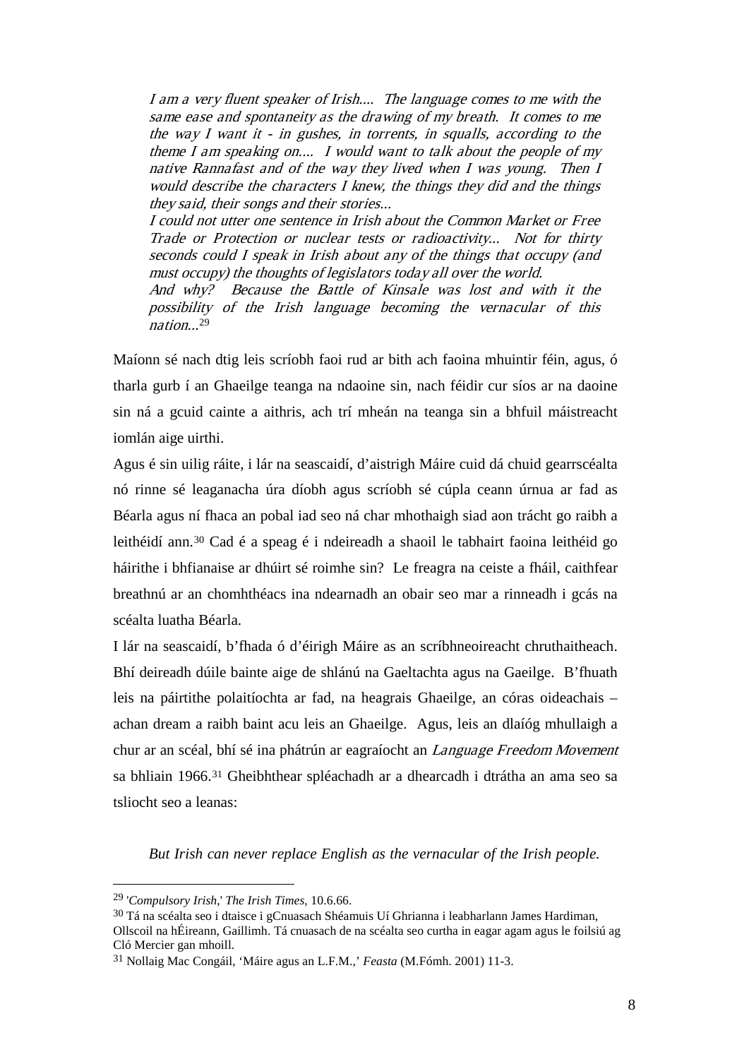> *I am a very fluent speaker of Irish.... The language comes to me with the same ease and spontaneity as the drawing of my breath. It comes to me the way I want it - in gushes, in torrents, in squalls, according to the theme I am speaking on.... I would want to talk about the people of my native Rannafast and of the way they lived when I was young. Then I would describe the characters I knew, the things they did and the things they said, their songs and their stories...*
>
> *I could not utter one sentence in Irish about the Common Market or Free Trade or Protection or nuclear tests or radioactivity... Not for thirty seconds could I speak in Irish about any of the things that occupy (and must occupy) the thoughts of legislators today all over the world.*
>
> *And why? Because the Battle of Kinsale was lost and with it the possibility of the Irish language becoming the vernacular of this nation...*[29]

Maíonn sé nach dtig leis scríobh faoi rud ar bith ach faoina mhuintir féin, agus, ó tharla gurb í an Ghaeilge teanga na ndaoine sin, nach féidir cur síos ar na daoine sin ná a gcuid cainte a aithris, ach trí mheán na teanga sin a bhfuil máistreacht iomlán aige uirthi.

Agus é sin uilig ráite, i lár na seascaidí, d'aistrigh Máire cuid dá chuid gearrscéalta nó rinne sé leaganacha úra díobh agus scríobh sé cúpla ceann úrnua ar fad as Béarla agus ní fhaca an pobal iad seo ná char mhothaigh siad aon trácht go raibh a leithéidí ann.[30] Cad é a speag é i ndeireadh a shaoil le tabhairt faoina leithéid go háirithe i bhfianaise ar dhúirt sé roimhe sin? Le freagra na ceiste a fháil, caithfear breathnú ar an chomhthéacs ina ndearnadh an obair seo mar a rinneadh i gcás na scéalta luatha Béarla.

I lár na seascaidí, b'fhada ó d'éirigh Máire as an scríbhneoireacht chruthaitheach. Bhí deireadh dúile bainte aige de shlánú na Gaeltachta agus na Gaeilge. B'fhuath leis na páirtithe polaitíochta ar fad, na heagrais Ghaeilge, an córas oideachais – achan dream a raibh baint acu leis an Ghaeilge. Agus, leis an dlaíóg mhullaigh a chur ar an scéal, bhí sé ina phátrún ar eagraíocht an *Language Freedom Movement* sa bhliain 1966.[31] Gheibhthear spléachadh ar a dhearcadh i dtrátha an ama seo sa tsliocht seo a leanas:

> *But Irish can never replace English as the vernacular of the Irish people.*

---

[29] '*Compulsory Irish*,' *The Irish Times*, 10.6.66.

[30] Tá na scéalta seo i dtaisce i gCnuasach Shéamuis Uí Ghrianna i leabharlann James Hardiman, Ollscoil na hÉireann, Gaillimh. Tá cnuasach de na scéalta seo curtha in eagar agam agus le foilsiú ag Cló Mercier gan mhoill.

[31] Nollaig Mac Congáil, 'Máire agus an L.F.M.,' *Feasta* (M.Fómh. 2001) 11-3.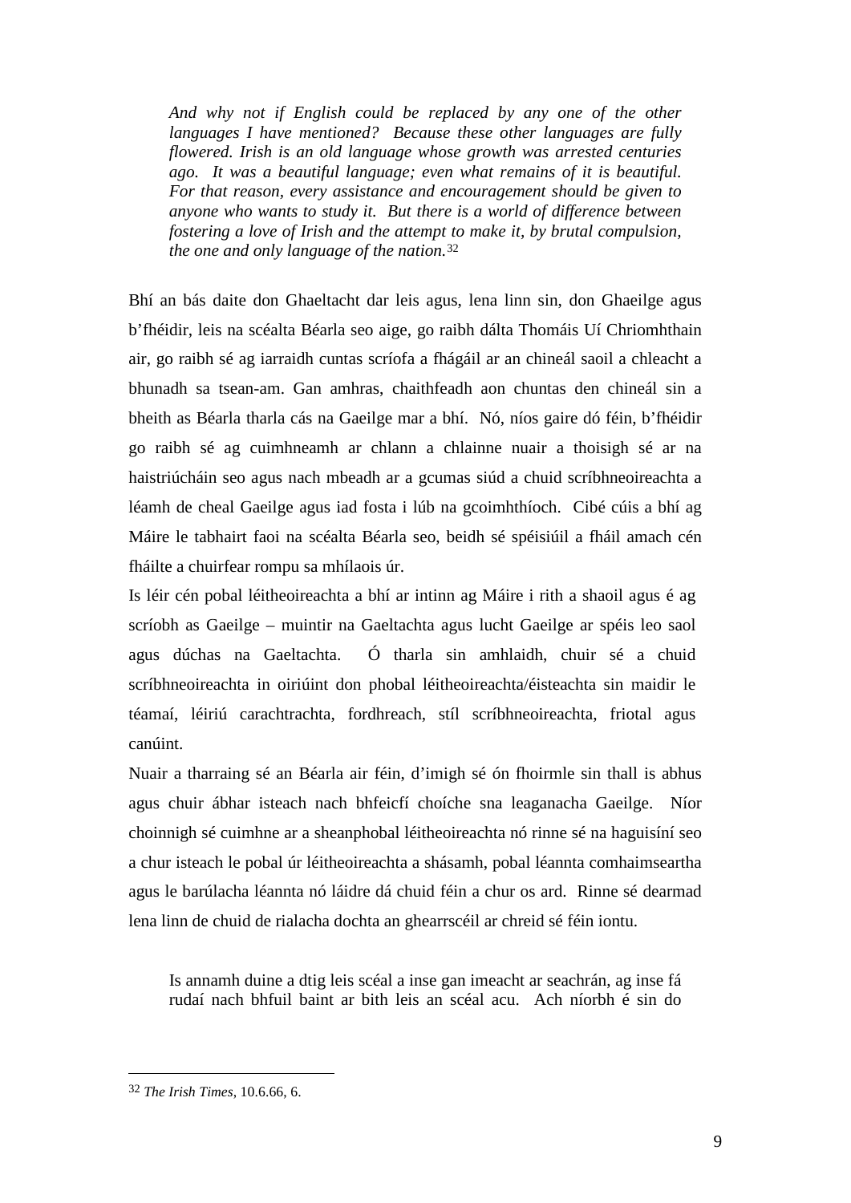*And why not if English could be replaced by any one of the other languages I have mentioned? Because these other languages are fully flowered. Irish is an old language whose growth was arrested centuries ago. It was a beautiful language; even what remains of it is beautiful. For that reason, every assistance and encouragement should be given to anyone who wants to study it. But there is a world of difference between fostering a love of Irish and the attempt to make it, by brutal compulsion, the one and only language of the nation.*[32]

Bhí an bás daite don Ghaeltacht dar leis agus, lena linn sin, don Ghaeilge agus b'fhéidir, leis na scéalta Béarla seo aige, go raibh dálta Thomáis Uí Chriomhthain air, go raibh sé ag iarraidh cuntas scríofa a fhágáil ar an chineál saoil a chleacht a bhunadh sa tsean-am. Gan amhras, chaithfeadh aon chuntas den chineál sin a bheith as Béarla tharla cás na Gaeilge mar a bhí. Nó, níos gaire dó féin, b'fhéidir go raibh sé ag cuimhneamh ar chlann a chlainne nuair a thoisigh sé ar na haistriúcháin seo agus nach mbeadh ar a gcumas siúd a chuid scríbhneoireachta a léamh de cheal Gaeilge agus iad fosta i lúb na gcoimhthíoch. Cibé cúis a bhí ag Máire le tabhairt faoi na scéalta Béarla seo, beidh sé spéisiúil a fháil amach cén fháilte a chuirfear rompu sa mhílaois úr.

Is léir cén pobal léitheoireachta a bhí ar intinn ag Máire i rith a shaoil agus é ag scríobh as Gaeilge – muintir na Gaeltachta agus lucht Gaeilge ar spéis leo saol agus dúchas na Gaeltachta. Ó tharla sin amhlaidh, chuir sé a chuid scríbhneoireachta in oiriúint don phobal léitheoireachta/éisteachta sin maidir le téamaí, léiriú carachtrachta, fordhreach, stíl scríbhneoireachta, friotal agus canúint.

Nuair a tharraing sé an Béarla air féin, d'imigh sé ón fhoirmle sin thall is abhus agus chuir ábhar isteach nach bhfeicfí choíche sna leaganacha Gaeilge. Níor choinnigh sé cuimhne ar a sheanphobal léitheoireachta nó rinne sé na haguisíní seo a chur isteach le pobal úr léitheoireachta a shásamh, pobal léannta comhaimseartha agus le barúlacha léannta nó láidre dá chuid féin a chur os ard. Rinne sé dearmad lena linn de chuid de rialacha dochta an ghearrscéil ar chreid sé féin iontu.

> Is annamh duine a dtig leis scéal a inse gan imeacht ar seachrán, ag inse fá rudaí nach bhfuil baint ar bith leis an scéal acu. Ach níorbh é sin do

[32] *The Irish Times*, 10.6.66, 6.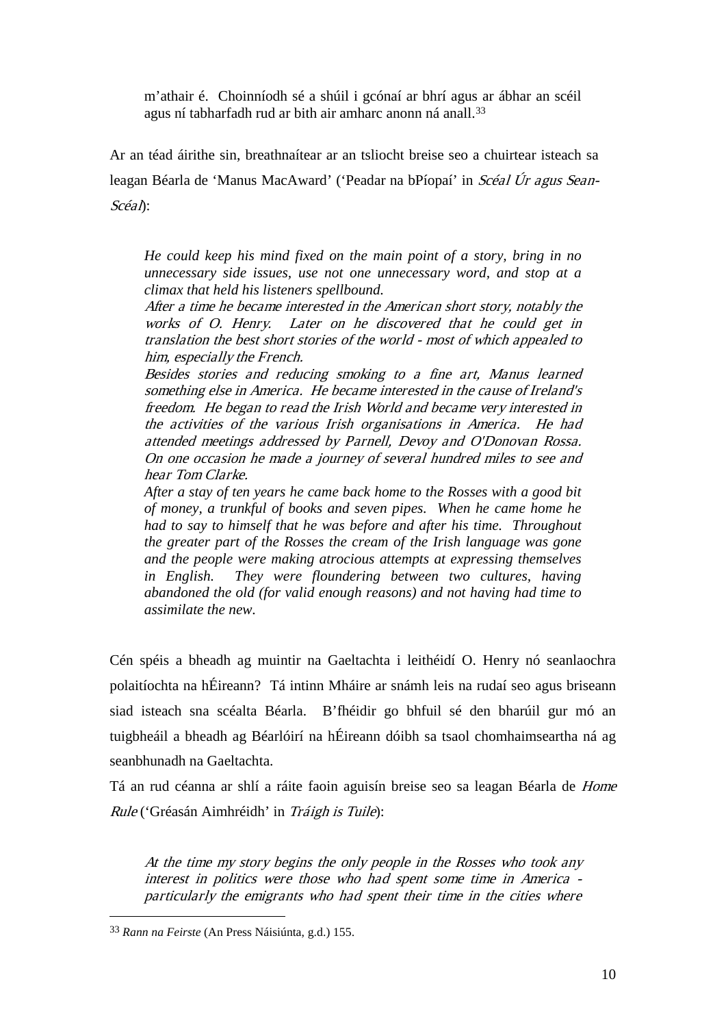> m'athair é. Choinníodh sé a shúil i gcónaí ar bhrí agus ar ábhar an scéil agus ní tabharfadh rud ar bith air amharc anonn ná anall.[33]

Ar an téad áirithe sin, breathnaítear ar an tsliocht breise seo a chuirtear isteach sa leagan Béarla de 'Manus MacAward' ('Peadar na bPíopaí' in *Scéal Úr agus Sean-Scéal*):

> *He could keep his mind fixed on the main point of a story, bring in no unnecessary side issues, use not one unnecessary word, and stop at a climax that held his listeners spellbound.*
> *After a time he became interested in the American short story, notably the works of O. Henry. Later on he discovered that he could get in translation the best short stories of the world - most of which appealed to him, especially the French.*
> *Besides stories and reducing smoking to a fine art, Manus learned something else in America. He became interested in the cause of Ireland's freedom. He began to read the Irish World and became very interested in the activities of the various Irish organisations in America. He had attended meetings addressed by Parnell, Devoy and O'Donovan Rossa. On one occasion he made a journey of several hundred miles to see and hear Tom Clarke.*
> *After a stay of ten years he came back home to the Rosses with a good bit of money, a trunkful of books and seven pipes. When he came home he had to say to himself that he was before and after his time. Throughout the greater part of the Rosses the cream of the Irish language was gone and the people were making atrocious attempts at expressing themselves in English. They were floundering between two cultures, having abandoned the old (for valid enough reasons) and not having had time to assimilate the new.*

Cén spéis a bheadh ag muintir na Gaeltachta i leithéidí O. Henry nó seanlaochra polaitíochta na hÉireann? Tá intinn Mháire ar snámh leis na rudaí seo agus briseann siad isteach sna scéalta Béarla. B'fhéidir go bhfuil sé den bharúil gur mó an tuigbheáil a bheadh ag Béarlóirí na hÉireann dóibh sa tsaol chomhaimseartha ná ag seanbhunadh na Gaeltachta.

Tá an rud céanna ar shlí a ráite faoin aguisín breise seo sa leagan Béarla de *Home Rule* ('Gréasán Aimhréidh' in *Tráigh is Tuile*):

> *At the time my story begins the only people in the Rosses who took any interest in politics were those who had spent some time in America - particularly the emigrants who had spent their time in the cities where*

[33] *Rann na Feirste* (An Press Náisiúnta, g.d.) 155.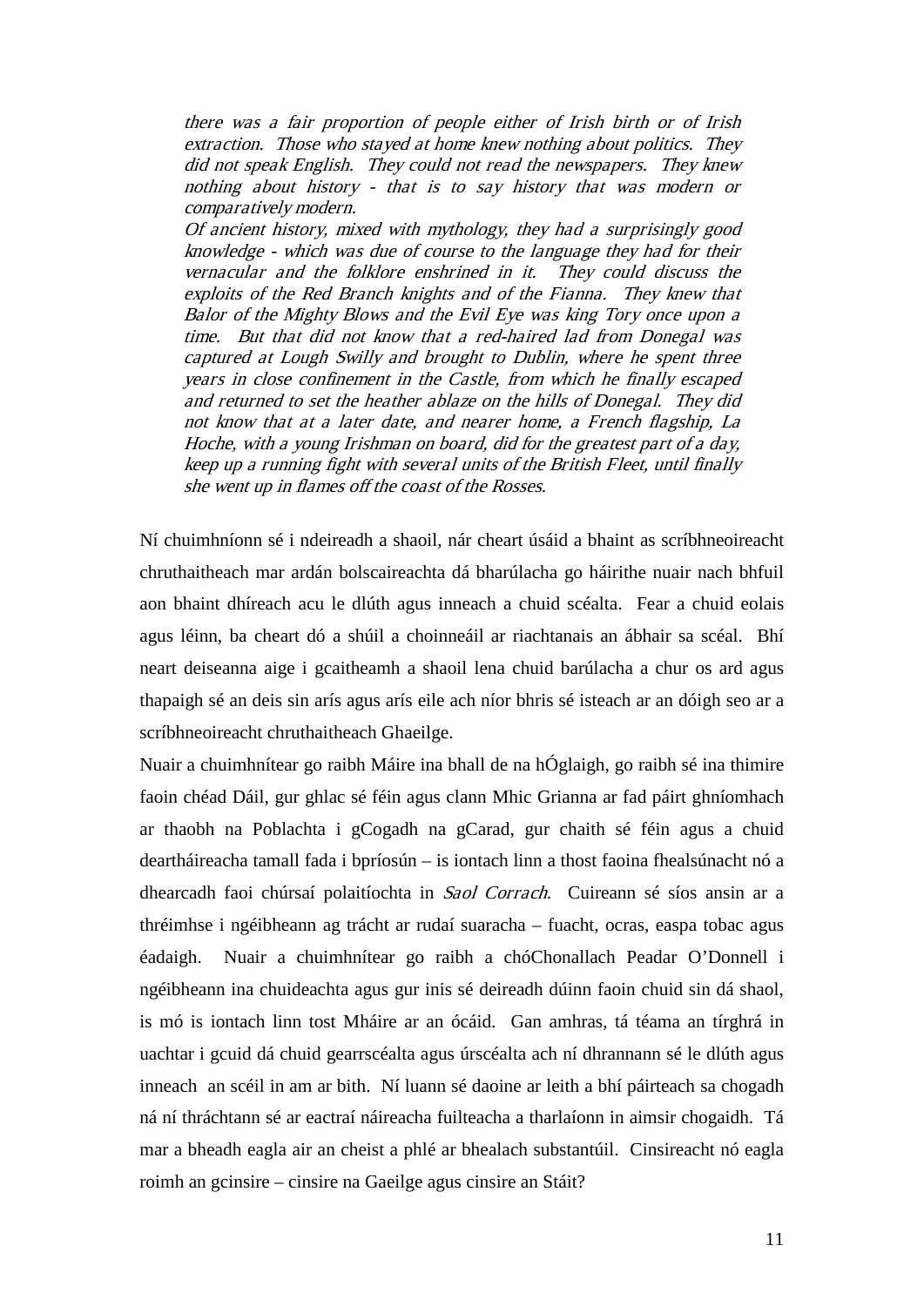> *there was a fair proportion of people either of Irish birth or of Irish extraction. Those who stayed at home knew nothing about politics. They did not speak English. They could not read the newspapers. They knew nothing about history - that is to say history that was modern or comparatively modern.*
>
> *Of ancient history, mixed with mythology, they had a surprisingly good knowledge - which was due of course to the language they had for their vernacular and the folklore enshrined in it. They could discuss the exploits of the Red Branch knights and of the Fianna. They knew that Balor of the Mighty Blows and the Evil Eye was king Tory once upon a time. But that did not know that a red-haired lad from Donegal was captured at Lough Swilly and brought to Dublin, where he spent three years in close confinement in the Castle, from which he finally escaped and returned to set the heather ablaze on the hills of Donegal. They did not know that at a later date, and nearer home, a French flagship, La Hoche, with a young Irishman on board, did for the greatest part of a day, keep up a running fight with several units of the British Fleet, until finally she went up in flames off the coast of the Rosses.*

Ní chuimhníonn sé i ndeireadh a shaoil, nár cheart úsáid a bhaint as scríbhneoireacht chruthaitheach mar ardán bolscaireachta dá bharúlacha go háirithe nuair nach bhfuil aon bhaint dhíreach acu le dlúth agus inneach a chuid scéalta. Fear a chuid eolais agus léinn, ba cheart dó a shúil a choinneáil ar riachtanais an ábhair sa scéal. Bhí neart deiseanna aige i gcaitheamh a shaoil lena chuid barúlacha a chur os ard agus thapaigh sé an deis sin arís agus arís eile ach níor bhris sé isteach ar an dóigh seo ar a scríbhneoireacht chruthaitheach Ghaeilge.

Nuair a chuimhnítear go raibh Máire ina bhall de na hÓglaigh, go raibh sé ina thimire faoin chéad Dáil, gur ghlac sé féin agus clann Mhic Grianna ar fad páirt ghníomhach ar thaobh na Poblachta i gCogadh na gCarad, gur chaith sé féin agus a chuid deartháireacha tamall fada i bpríosún – is iontach linn a thost faoina fhealsúnacht nó a dhearcadh faoi chúrsaí polaitíochta in *Saol Corrach*. Cuireann sé síos ansin ar a thréimhse i ngéibheann ag trácht ar rudaí suaracha – fuacht, ocras, easpa tobac agus éadaigh. Nuair a chuimhnítear go raibh a chóChonallach Peadar O'Donnell i ngéibheann ina chuideachta agus gur inis sé deireadh dúinn faoin chuid sin dá shaol, is mó is iontach linn tost Mháire ar an ócáid. Gan amhras, tá téama an tírghrá in uachtar i gcuid dá chuid gearrscéalta agus úrscéalta ach ní dhrannann sé le dlúth agus inneach an scéil in am ar bith. Ní luann sé daoine ar leith a bhí páirteach sa chogadh ná ní thráchtann sé ar eactraí náireacha fuilteacha a tharlaíonn in aimsir chogaidh. Tá mar a bheadh eagla air an cheist a phlé ar bhealach substantúil. Cinsireacht nó eagla roimh an gcinsire – cinsire na Gaeilge agus cinsire an Stáit?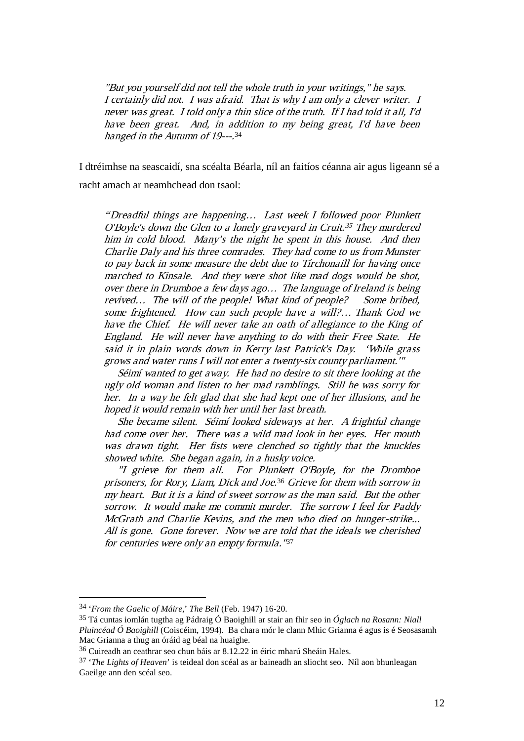> *"But you yourself did not tell the whole truth in your writings," he says. I certainly did not. I was afraid. That is why I am only a clever writer. I never was great. I told only a thin slice of the truth. If I had told it all, I'd have been great. And, in addition to my being great, I'd have been hanged in the Autumn of 19---.*[34]

I dtréimhse na seascaidí, sna scéalta Béarla, níl an faitíos céanna air agus ligeann sé a racht amach ar neamhchead don tsaol:

> *"Dreadful things are happening… Last week I followed poor Plunkett O'Boyle's down the Glen to a lonely graveyard in Cruit.*[35] *They murdered him in cold blood. Many's the night he spent in this house. And then Charlie Daly and his three comrades. They had come to us from Munster to pay back in some measure the debt due to Tírchonaill for having once marched to Kinsale. And they were shot like mad dogs would be shot, over there in Drumboe a few days ago… The language of Ireland is being revived… The will of the people! What kind of people? Some bribed, some frightened. How can such people have a will?… Thank God we have the Chief. He will never take an oath of allegiance to the King of England. He will never have anything to do with their Free State. He said it in plain words down in Kerry last Patrick's Day. 'While grass grows and water runs I will not enter a twenty-six county parliament.'"*
>
> *Séimí wanted to get away. He had no desire to sit there looking at the ugly old woman and listen to her mad ramblings. Still he was sorry for her. In a way he felt glad that she had kept one of her illusions, and he hoped it would remain with her until her last breath.*
>
> *She became silent. Séimí looked sideways at her. A frightful change had come over her. There was a wild mad look in her eyes. Her mouth was drawn tight. Her fists were clenched so tightly that the knuckles showed white. She began again, in a husky voice.*
>
> *"I grieve for them all. For Plunkett O'Boyle, for the Dromboe prisoners, for Rory, Liam, Dick and Joe.*[36] *Grieve for them with sorrow in my heart. But it is a kind of sweet sorrow as the man said. But the other sorrow. It would make me commit murder. The sorrow I feel for Paddy McGrath and Charlie Kevins, and the men who died on hunger-strike... All is gone. Gone forever. Now we are told that the ideals we cherished for centuries were only an empty formula."*[37]

---

[34] '*From the Gaelic of Máire*,' *The Bell* (Feb. 1947) 16-20.

[35] Tá cuntas iomlán tugtha ag Pádraig Ó Baoighill ar stair an fhir seo in *Óglach na Rosann: Niall Pluincéad Ó Baoighill* (Coiscéim, 1994). Ba chara mór le clann Mhic Grianna é agus is é Seosasamh Mac Grianna a thug an óráid ag béal na huaighe.

[36] Cuireadh an ceathrar seo chun báis ar 8.12.22 in éiric mharú Sheáin Hales.

[37] '*The Lights of Heaven*' is teideal don scéal as ar baineadh an sliocht seo. Níl aon bhunleagan Gaeilge ann den scéal seo.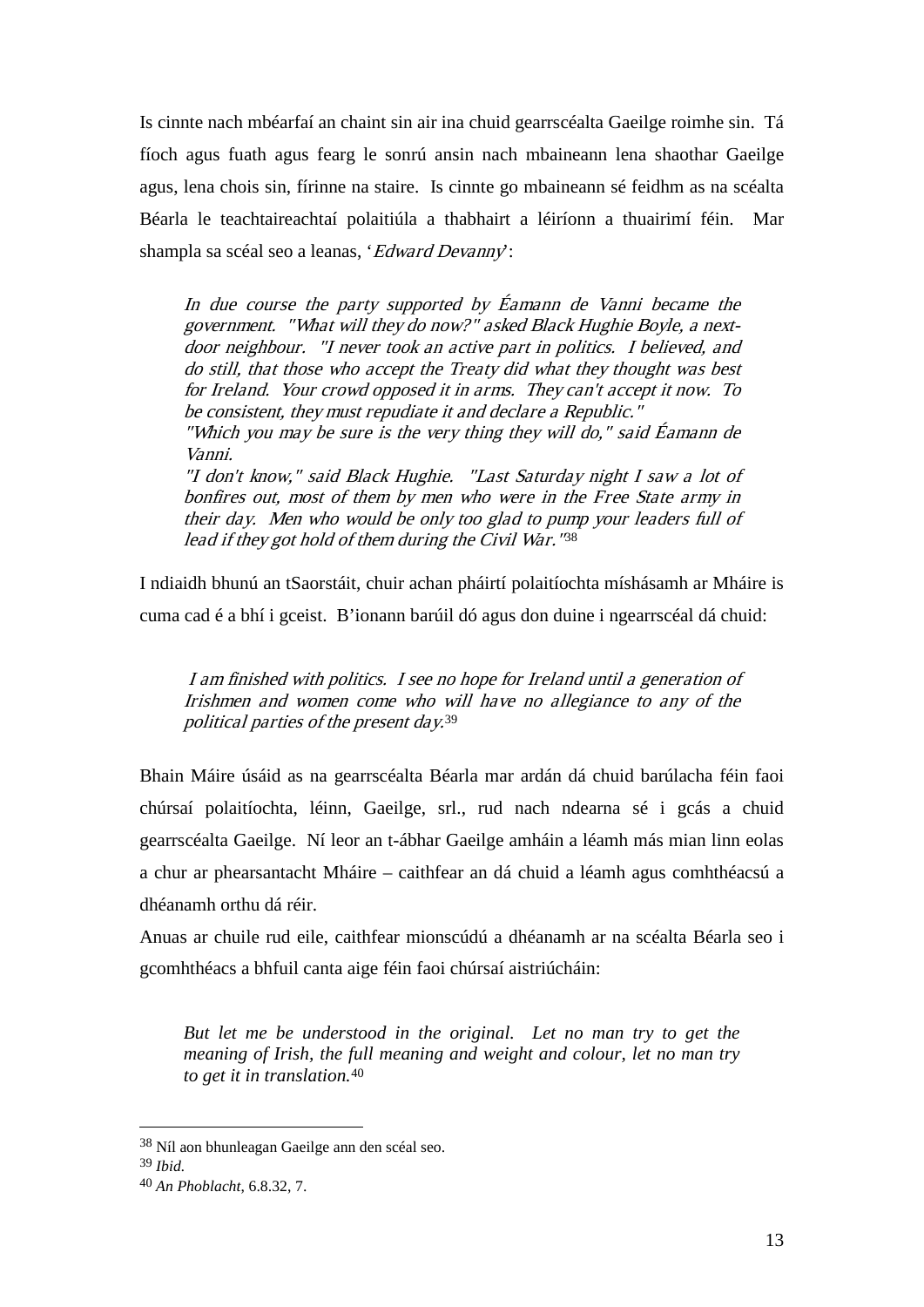Is cinnte nach mbéarfaí an chaint sin air ina chuid gearrscéalta Gaeilge roimhe sin. Tá fíoch agus fuath agus fearg le sonrú ansin nach mbaineann lena shaothar Gaeilge agus, lena chois sin, fírinne na staire. Is cinnte go mbaineann sé feidhm as na scéalta Béarla le teachtaireachtaí polaitiúla a thabhairt a léiríonn a thuairimí féin. Mar shampla sa scéal seo a leanas, '*Edward Devanny*':

> *In due course the party supported by Éamann de Vanni became the government. "What will they do now?" asked Black Hughie Boyle, a next-door neighbour. "I never took an active part in politics. I believed, and do still, that those who accept the Treaty did what they thought was best for Ireland. Your crowd opposed it in arms. They can't accept it now. To be consistent, they must repudiate it and declare a Republic."*
> *"Which you may be sure is the very thing they will do," said Éamann de Vanni.*
> *"I don't know," said Black Hughie. "Last Saturday night I saw a lot of bonfires out, most of them by men who were in the Free State army in their day. Men who would be only too glad to pump your leaders full of lead if they got hold of them during the Civil War."*[38]

I ndiaidh bhunú an tSaorstáit, chuir achan pháirtí polaitíochta míshásamh ar Mháire is cuma cad é a bhí i gceist. B'ionann barúil dó agus don duine i ngearrscéal dá chuid:

> *I am finished with politics. I see no hope for Ireland until a generation of Irishmen and women come who will have no allegiance to any of the political parties of the present day.*[39]

Bhain Máire úsáid as na gearrscéalta Béarla mar ardán dá chuid barúlacha féin faoi chúrsaí polaitíochta, léinn, Gaeilge, srl., rud nach ndearna sé i gcás a chuid gearrscéalta Gaeilge. Ní leor an t-ábhar Gaeilge amháin a léamh más mian linn eolas a chur ar phearsantacht Mháire – caithfear an dá chuid a léamh agus comhthéacsú a dhéanamh orthu dá réir.

Anuas ar chuile rud eile, caithfear mionscúdú a dhéanamh ar na scéalta Béarla seo i gcomhthéacs a bhfuil canta aige féin faoi chúrsaí aistriúcháin:

> *But let me be understood in the original. Let no man try to get the meaning of Irish, the full meaning and weight and colour, let no man try to get it in translation.*[40]

---

[38] Níl aon bhunleagan Gaeilge ann den scéal seo.

[39] *Ibid.*

[40] *An Phoblacht*, 6.8.32, 7.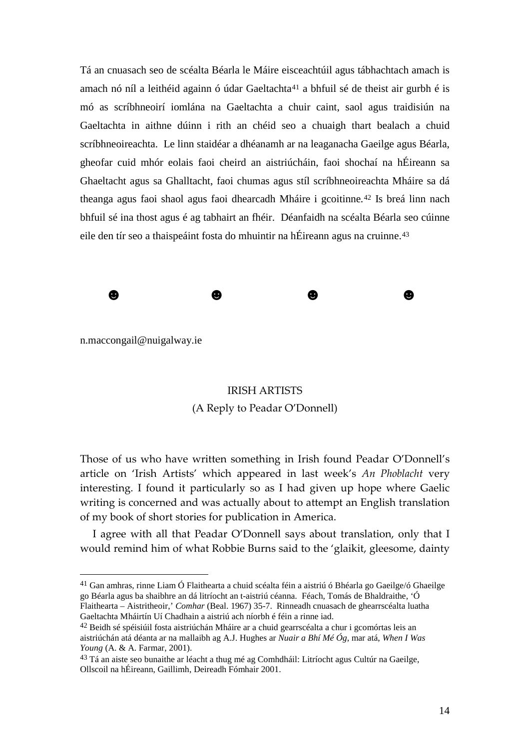Tá an cnuasach seo de scéalta Béarla le Máire eisceachtúil agus tábhachtach amach is amach nó níl a leithéid againn ó údar Gaeltachta[41] a bhfuil sé de theist air gurbh é is mó as scríbhneoirí iomlána na Gaeltachta a chuir caint, saol agus traidisiún na Gaeltachta in aithne dúinn i rith an chéid seo a chuaigh thart bealach a chuid scríbhneoireachta. Le linn staidéar a dhéanamh ar na leaganacha Gaeilge agus Béarla, gheofar cuid mhór eolais faoi cheird an aistriúcháin, faoi shochaí na hÉireann sa Ghaeltacht agus sa Ghalltacht, faoi chumas agus stíl scríbhneoireachta Mháire sa dá theanga agus faoi shaol agus faoi dhearcadh Mháire i gcoitinne.[42] Is breá linn nach bhfuil sé ina thost agus é ag tabhairt an fhéir. Déanfaidh na scéalta Béarla seo cúinne eile den tír seo a thaispeáint fosta do mhuintir na hÉireann agus na cruinne.[43]

☻ ☻ ☻ ☻

n.maccongail@nuigalway.ie

## IRISH ARTISTS
(A Reply to Peadar O'Donnell)

Those of us who have written something in Irish found Peadar O'Donnell's article on 'Irish Artists' which appeared in last week's *An Phoblacht* very interesting. I found it particularly so as I had given up hope where Gaelic writing is concerned and was actually about to attempt an English translation of my book of short stories for publication in America.

I agree with all that Peadar O'Donnell says about translation, only that I would remind him of what Robbie Burns said to the 'glaikit, gleesome, dainty

---

[41] Gan amhras, rinne Liam Ó Flaithearta a chuid scéalta féin a aistriú ó Bhéarla go Gaeilge/ó Ghaeilge go Béarla agus ba shaibhre an dá litríocht an t-aistriú céanna. Féach, Tomás de Bhaldraithe, 'Ó Flaithearta – Aistritheoir,' *Comhar* (Beal. 1967) 35-7. Rinneadh cnuasach de ghearrscéalta luatha Gaeltachta Mháirtín Uí Chadhain a aistriú ach níorbh é féin a rinne iad.

[42] Beidh sé spéisiúil fosta aistriúchán Mháire ar a chuid gearrscéalta a chur i gcomórtas leis an aistriúchán atá déanta ar na mallaibh ag A.J. Hughes ar *Nuair a Bhí Mé Óg*, mar atá, *When I Was Young* (A. & A. Farmar, 2001).

[43] Tá an aiste seo bunaithe ar léacht a thug mé ag Comhdháil: Litríocht agus Cultúr na Gaeilge, Ollscoil na hÉireann, Gaillimh, Deireadh Fómhair 2001.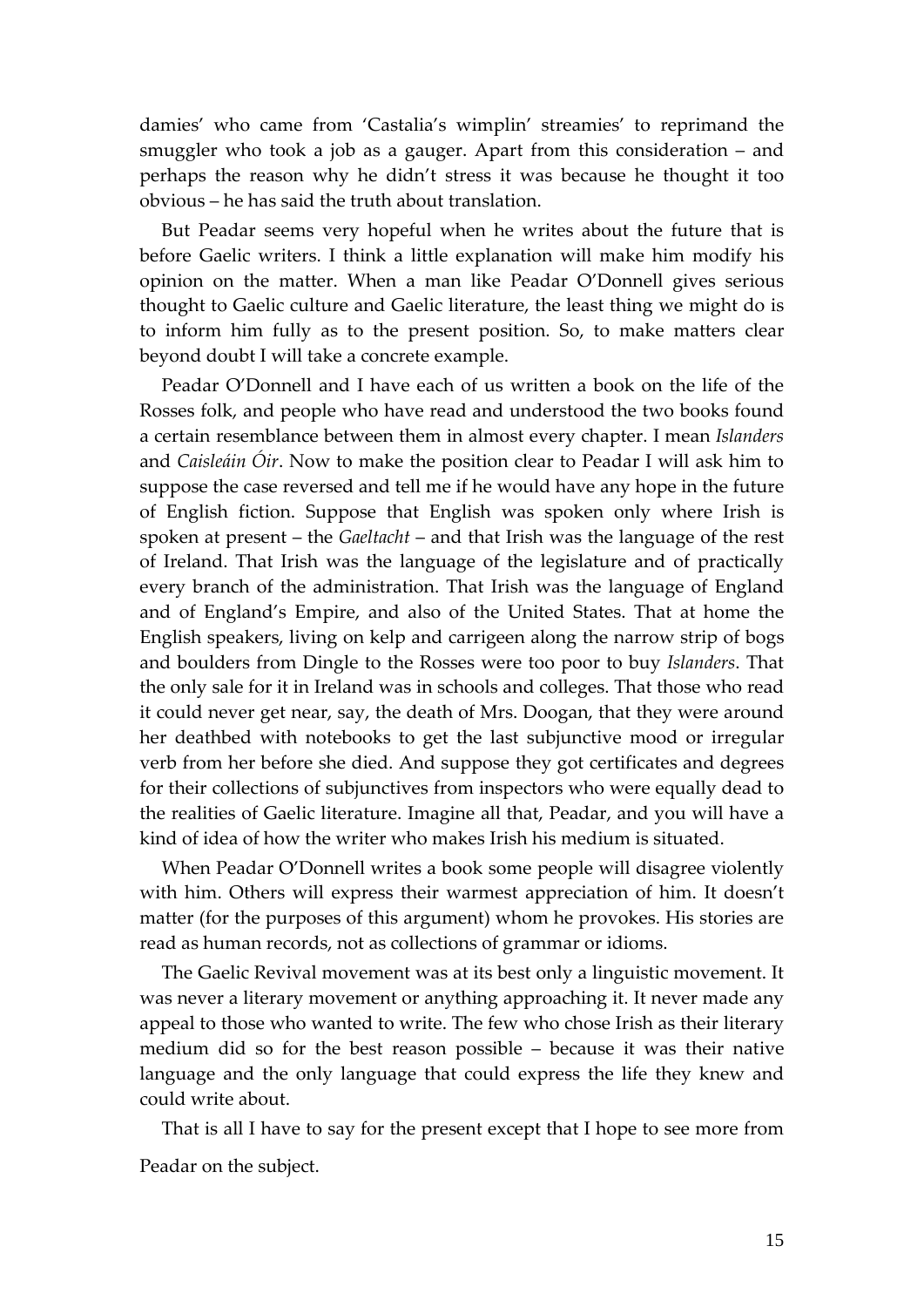damies' who came from 'Castalia's wimplin' streamies' to reprimand the smuggler who took a job as a gauger. Apart from this consideration – and perhaps the reason why he didn't stress it was because he thought it too obvious – he has said the truth about translation.

But Peadar seems very hopeful when he writes about the future that is before Gaelic writers. I think a little explanation will make him modify his opinion on the matter. When a man like Peadar O'Donnell gives serious thought to Gaelic culture and Gaelic literature, the least thing we might do is to inform him fully as to the present position. So, to make matters clear beyond doubt I will take a concrete example.

Peadar O'Donnell and I have each of us written a book on the life of the Rosses folk, and people who have read and understood the two books found a certain resemblance between them in almost every chapter. I mean *Islanders* and *Caisleáin Óir*. Now to make the position clear to Peadar I will ask him to suppose the case reversed and tell me if he would have any hope in the future of English fiction. Suppose that English was spoken only where Irish is spoken at present – the *Gaeltacht* – and that Irish was the language of the rest of Ireland. That Irish was the language of the legislature and of practically every branch of the administration. That Irish was the language of England and of England's Empire, and also of the United States. That at home the English speakers, living on kelp and carrigeen along the narrow strip of bogs and boulders from Dingle to the Rosses were too poor to buy *Islanders*. That the only sale for it in Ireland was in schools and colleges. That those who read it could never get near, say, the death of Mrs. Doogan, that they were around her deathbed with notebooks to get the last subjunctive mood or irregular verb from her before she died. And suppose they got certificates and degrees for their collections of subjunctives from inspectors who were equally dead to the realities of Gaelic literature. Imagine all that, Peadar, and you will have a kind of idea of how the writer who makes Irish his medium is situated.

When Peadar O'Donnell writes a book some people will disagree violently with him. Others will express their warmest appreciation of him. It doesn't matter (for the purposes of this argument) whom he provokes. His stories are read as human records, not as collections of grammar or idioms.

The Gaelic Revival movement was at its best only a linguistic movement. It was never a literary movement or anything approaching it. It never made any appeal to those who wanted to write. The few who chose Irish as their literary medium did so for the best reason possible – because it was their native language and the only language that could express the life they knew and could write about.

That is all I have to say for the present except that I hope to see more from Peadar on the subject.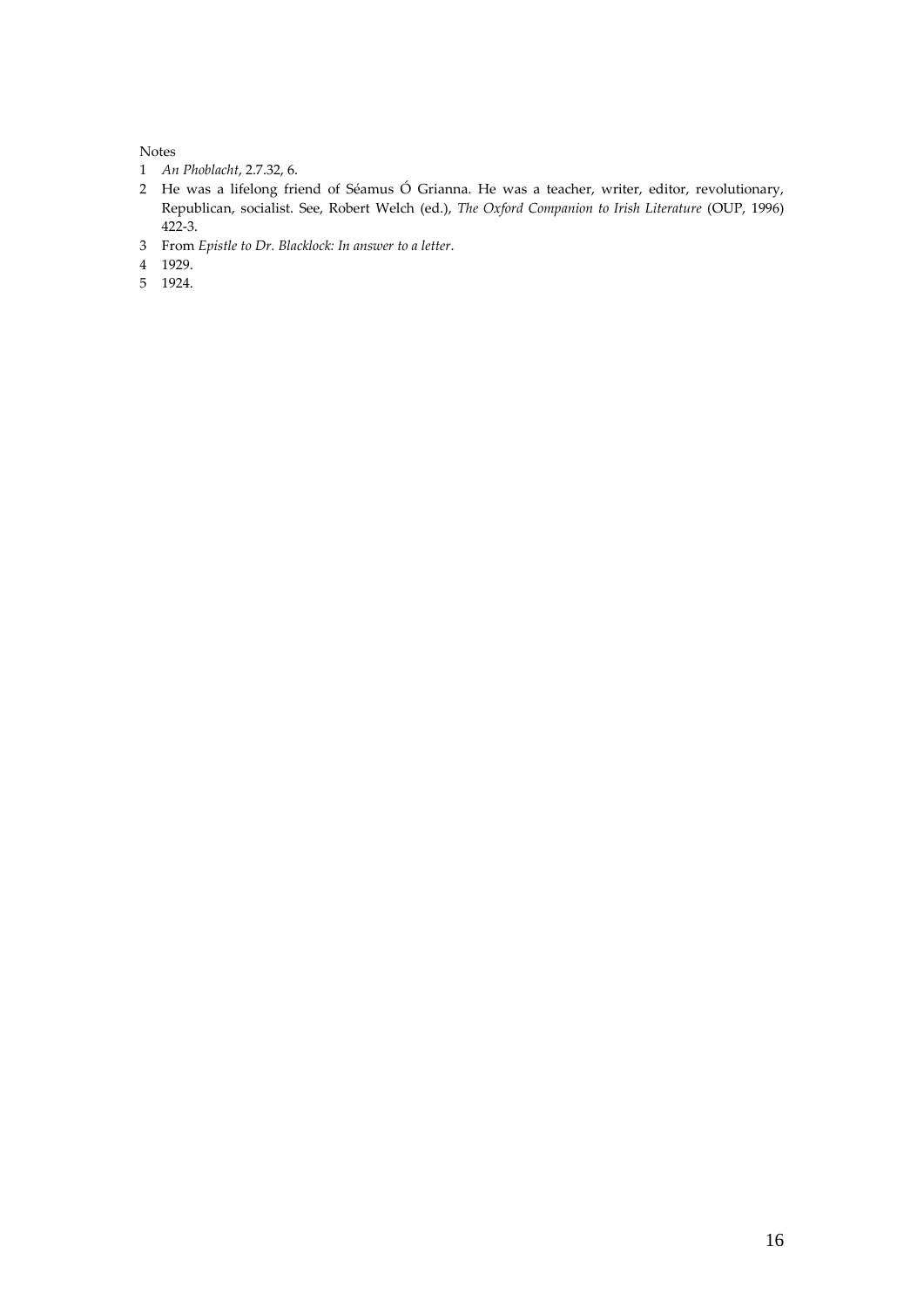Notes

1. *An Phoblacht*, 2.7.32, 6.
2. He was a lifelong friend of Séamus Ó Grianna. He was a teacher, writer, editor, revolutionary, Republican, socialist. See, Robert Welch (ed.), *The Oxford Companion to Irish Literature* (OUP, 1996) 422-3.
3. From *Epistle to Dr. Blacklock: In answer to a letter*.
4. 1929.
5. 1924.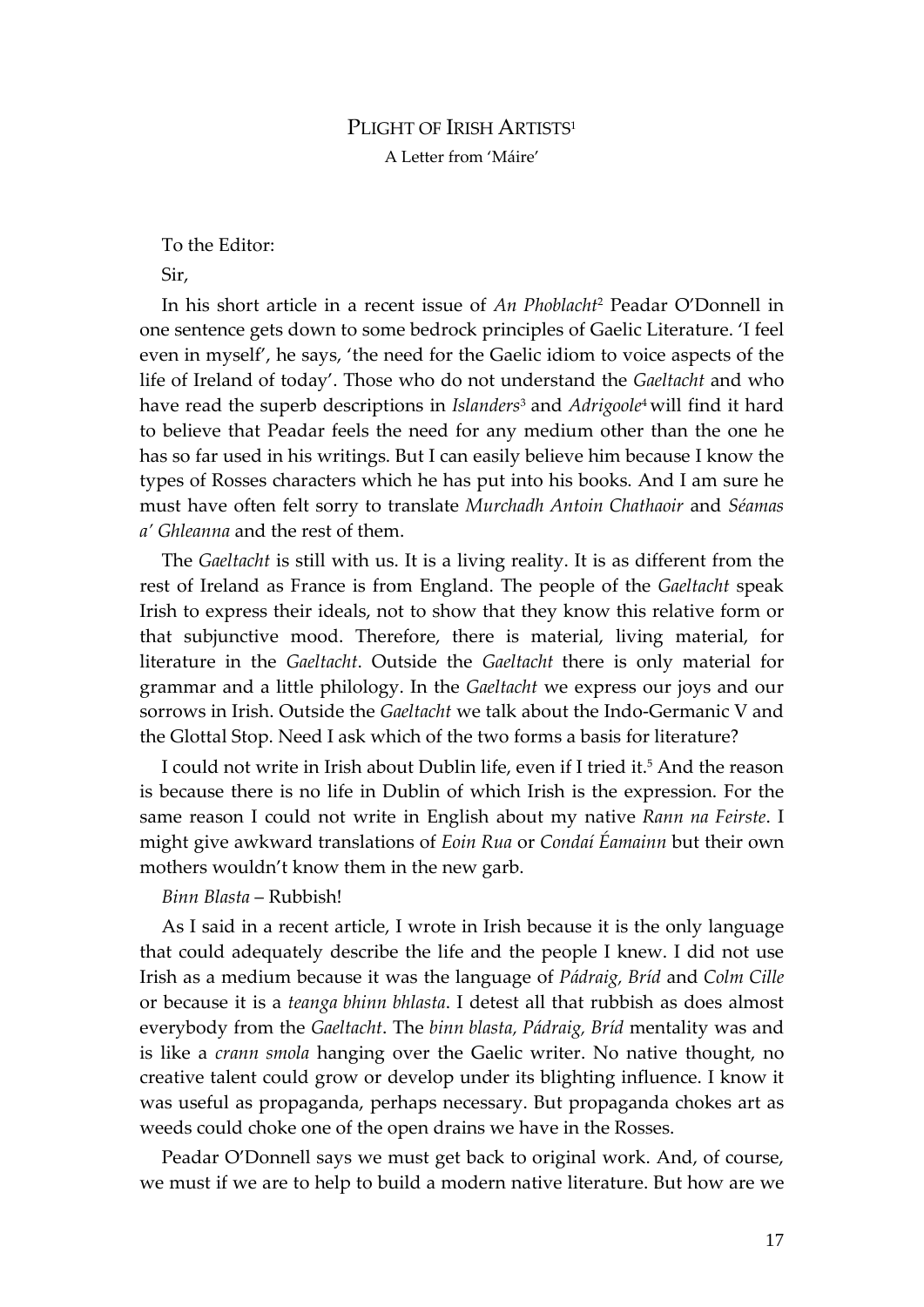## Plight of Irish Artists[1]

A Letter from 'Máire'

To the Editor:

Sir,

In his short article in a recent issue of *An Phoblacht*[2] Peadar O'Donnell in one sentence gets down to some bedrock principles of Gaelic Literature. 'I feel even in myself', he says, 'the need for the Gaelic idiom to voice aspects of the life of Ireland of today'. Those who do not understand the *Gaeltacht* and who have read the superb descriptions in *Islanders*[3] and *Adrigoole*[4] will find it hard to believe that Peadar feels the need for any medium other than the one he has so far used in his writings. But I can easily believe him because I know the types of Rosses characters which he has put into his books. And I am sure he must have often felt sorry to translate *Murchadh Antoin Chathaoir* and *Séamas a' Ghleanna* and the rest of them.

The *Gaeltacht* is still with us. It is a living reality. It is as different from the rest of Ireland as France is from England. The people of the *Gaeltacht* speak Irish to express their ideals, not to show that they know this relative form or that subjunctive mood. Therefore, there is material, living material, for literature in the *Gaeltacht*. Outside the *Gaeltacht* there is only material for grammar and a little philology. In the *Gaeltacht* we express our joys and our sorrows in Irish. Outside the *Gaeltacht* we talk about the Indo-Germanic V and the Glottal Stop. Need I ask which of the two forms a basis for literature?

I could not write in Irish about Dublin life, even if I tried it.[5] And the reason is because there is no life in Dublin of which Irish is the expression. For the same reason I could not write in English about my native *Rann na Feirste*. I might give awkward translations of *Eoin Rua* or *Condaí Éamainn* but their own mothers wouldn't know them in the new garb.

*Binn Blasta* – Rubbish!

As I said in a recent article, I wrote in Irish because it is the only language that could adequately describe the life and the people I knew. I did not use Irish as a medium because it was the language of *Pádraig, Bríd* and *Colm Cille* or because it is a *teanga bhinn bhlasta*. I detest all that rubbish as does almost everybody from the *Gaeltacht*. The *binn blasta, Pádraig, Bríd* mentality was and is like a *crann smola* hanging over the Gaelic writer. No native thought, no creative talent could grow or develop under its blighting influence. I know it was useful as propaganda, perhaps necessary. But propaganda chokes art as weeds could choke one of the open drains we have in the Rosses.

Peadar O'Donnell says we must get back to original work. And, of course, we must if we are to help to build a modern native literature. But how are we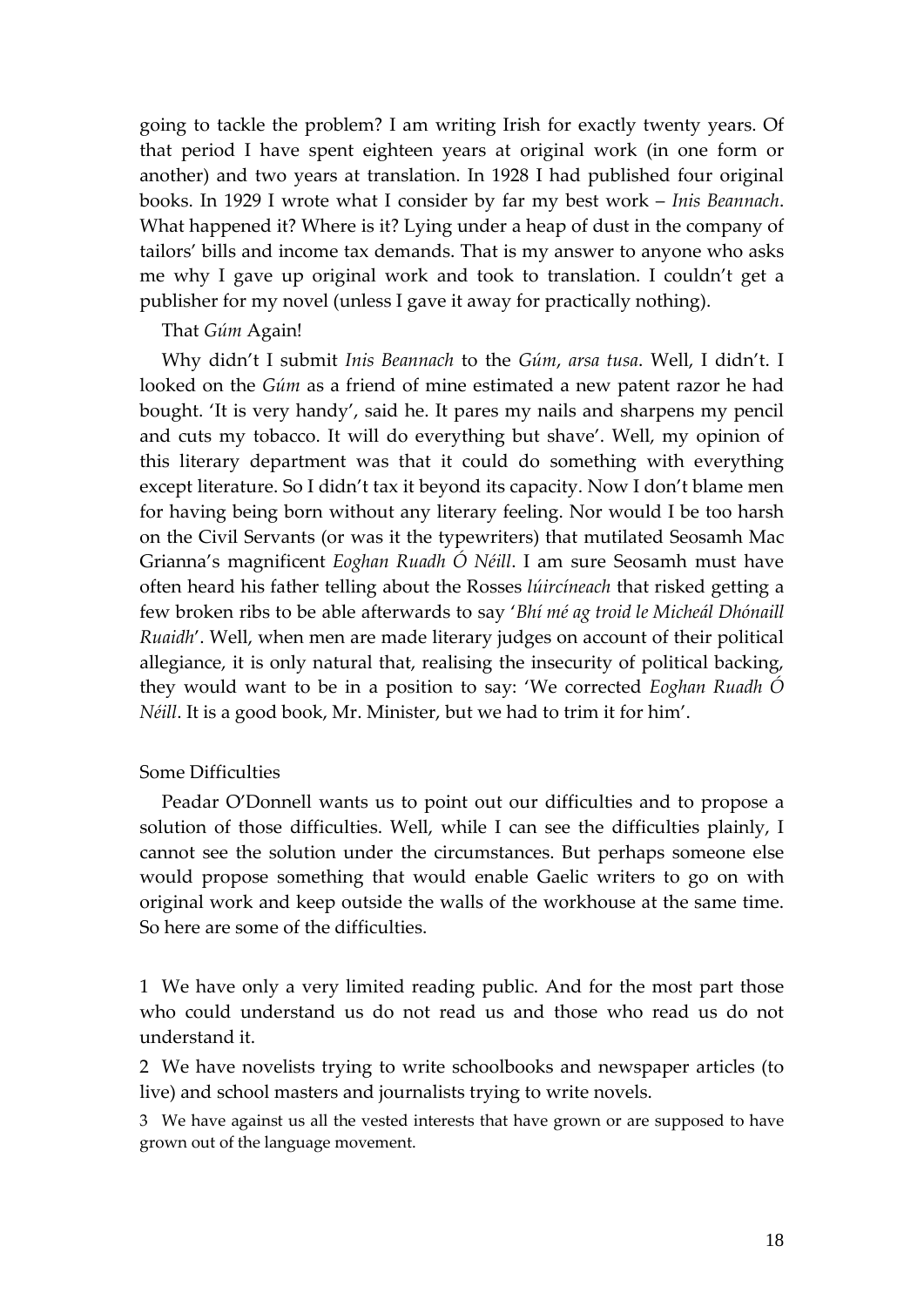going to tackle the problem? I am writing Irish for exactly twenty years. Of that period I have spent eighteen years at original work (in one form or another) and two years at translation. In 1928 I had published four original books. In 1929 I wrote what I consider by far my best work – *Inis Beannach*. What happened it? Where is it? Lying under a heap of dust in the company of tailors' bills and income tax demands. That is my answer to anyone who asks me why I gave up original work and took to translation. I couldn't get a publisher for my novel (unless I gave it away for practically nothing).

That *Gúm* Again!

Why didn't I submit *Inis Beannach* to the *Gúm*, *arsa tusa*. Well, I didn't. I looked on the *Gúm* as a friend of mine estimated a new patent razor he had bought. 'It is very handy', said he. It pares my nails and sharpens my pencil and cuts my tobacco. It will do everything but shave'. Well, my opinion of this literary department was that it could do something with everything except literature. So I didn't tax it beyond its capacity. Now I don't blame men for having being born without any literary feeling. Nor would I be too harsh on the Civil Servants (or was it the typewriters) that mutilated Seosamh Mac Grianna's magnificent *Eoghan Ruadh Ó Néill*. I am sure Seosamh must have often heard his father telling about the Rosses *lúircíneach* that risked getting a few broken ribs to be able afterwards to say '*Bhí mé ag troid le Micheál Dhónaill Ruaidh*'. Well, when men are made literary judges on account of their political allegiance, it is only natural that, realising the insecurity of political backing, they would want to be in a position to say: 'We corrected *Eoghan Ruadh Ó Néill*. It is a good book, Mr. Minister, but we had to trim it for him'.

Some Difficulties

Peadar O'Donnell wants us to point out our difficulties and to propose a solution of those difficulties. Well, while I can see the difficulties plainly, I cannot see the solution under the circumstances. But perhaps someone else would propose something that would enable Gaelic writers to go on with original work and keep outside the walls of the workhouse at the same time. So here are some of the difficulties.

1 We have only a very limited reading public. And for the most part those who could understand us do not read us and those who read us do not understand it.

2 We have novelists trying to write schoolbooks and newspaper articles (to live) and school masters and journalists trying to write novels.

3 We have against us all the vested interests that have grown or are supposed to have grown out of the language movement.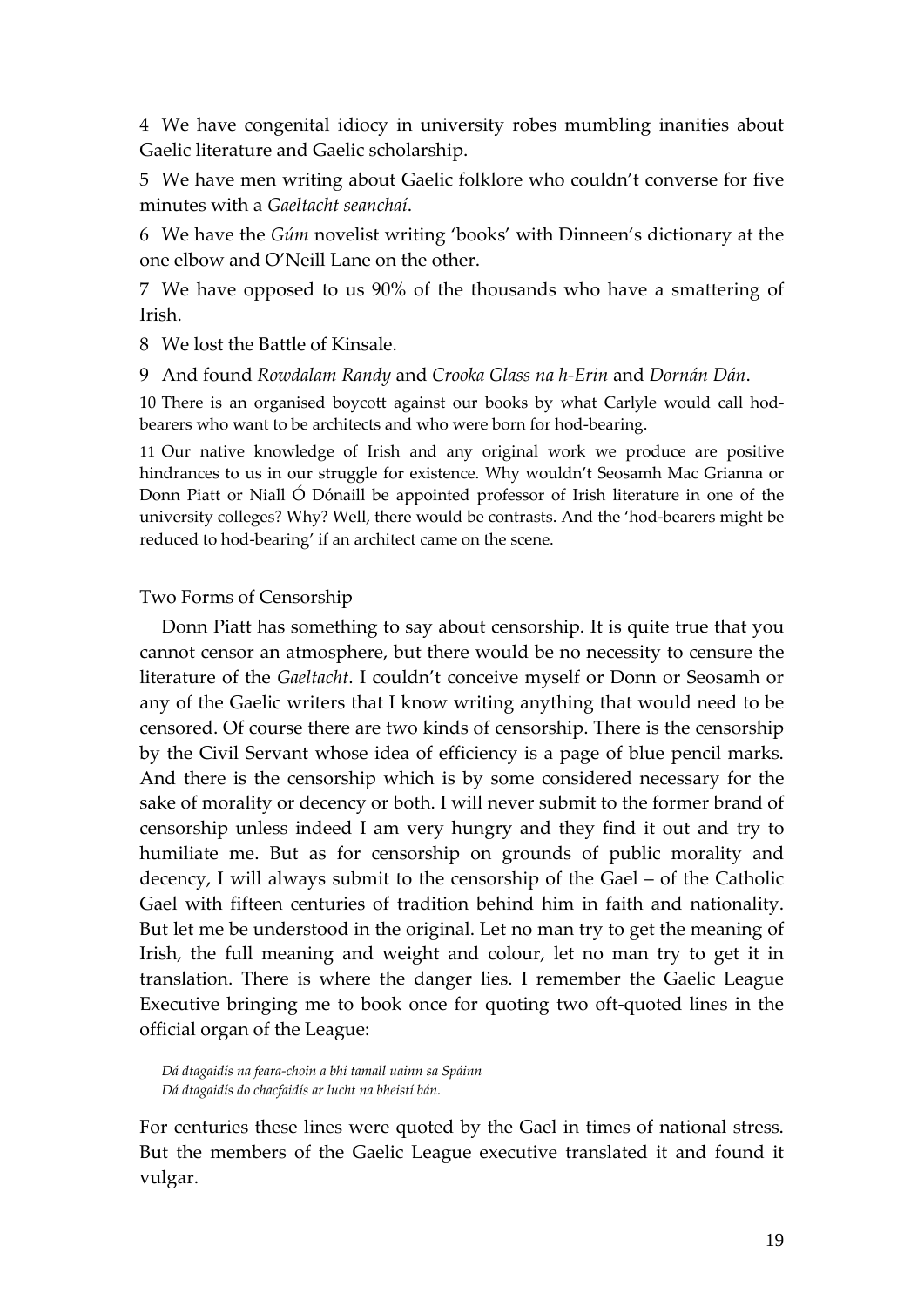4 We have congenital idiocy in university robes mumbling inanities about Gaelic literature and Gaelic scholarship.

5 We have men writing about Gaelic folklore who couldn't converse for five minutes with a *Gaeltacht seanchaí*.

6 We have the *Gúm* novelist writing 'books' with Dinneen's dictionary at the one elbow and O'Neill Lane on the other.

7 We have opposed to us 90% of the thousands who have a smattering of Irish.

8 We lost the Battle of Kinsale.

9 And found *Rowdalam Randy* and *Crooka Glass na h-Erin* and *Dornán Dán*.

10 There is an organised boycott against our books by what Carlyle would call hod-bearers who want to be architects and who were born for hod-bearing.

11 Our native knowledge of Irish and any original work we produce are positive hindrances to us in our struggle for existence. Why wouldn't Seosamh Mac Grianna or Donn Piatt or Niall Ó Dónaill be appointed professor of Irish literature in one of the university colleges? Why? Well, there would be contrasts. And the 'hod-bearers might be reduced to hod-bearing' if an architect came on the scene.

### Two Forms of Censorship

Donn Piatt has something to say about censorship. It is quite true that you cannot censor an atmosphere, but there would be no necessity to censure the literature of the *Gaeltacht*. I couldn't conceive myself or Donn or Seosamh or any of the Gaelic writers that I know writing anything that would need to be censored. Of course there are two kinds of censorship. There is the censorship by the Civil Servant whose idea of efficiency is a page of blue pencil marks. And there is the censorship which is by some considered necessary for the sake of morality or decency or both. I will never submit to the former brand of censorship unless indeed I am very hungry and they find it out and try to humiliate me. But as for censorship on grounds of public morality and decency, I will always submit to the censorship of the Gael – of the Catholic Gael with fifteen centuries of tradition behind him in faith and nationality. But let me be understood in the original. Let no man try to get the meaning of Irish, the full meaning and weight and colour, let no man try to get it in translation. There is where the danger lies. I remember the Gaelic League Executive bringing me to book once for quoting two oft-quoted lines in the official organ of the League:

> *Dá dtagaidís na feara-choin a bhí tamall uainn sa Spáinn*
> *Dá dtagaidís do chacfaidís ar lucht na bheistí bán.*

For centuries these lines were quoted by the Gael in times of national stress. But the members of the Gaelic League executive translated it and found it vulgar.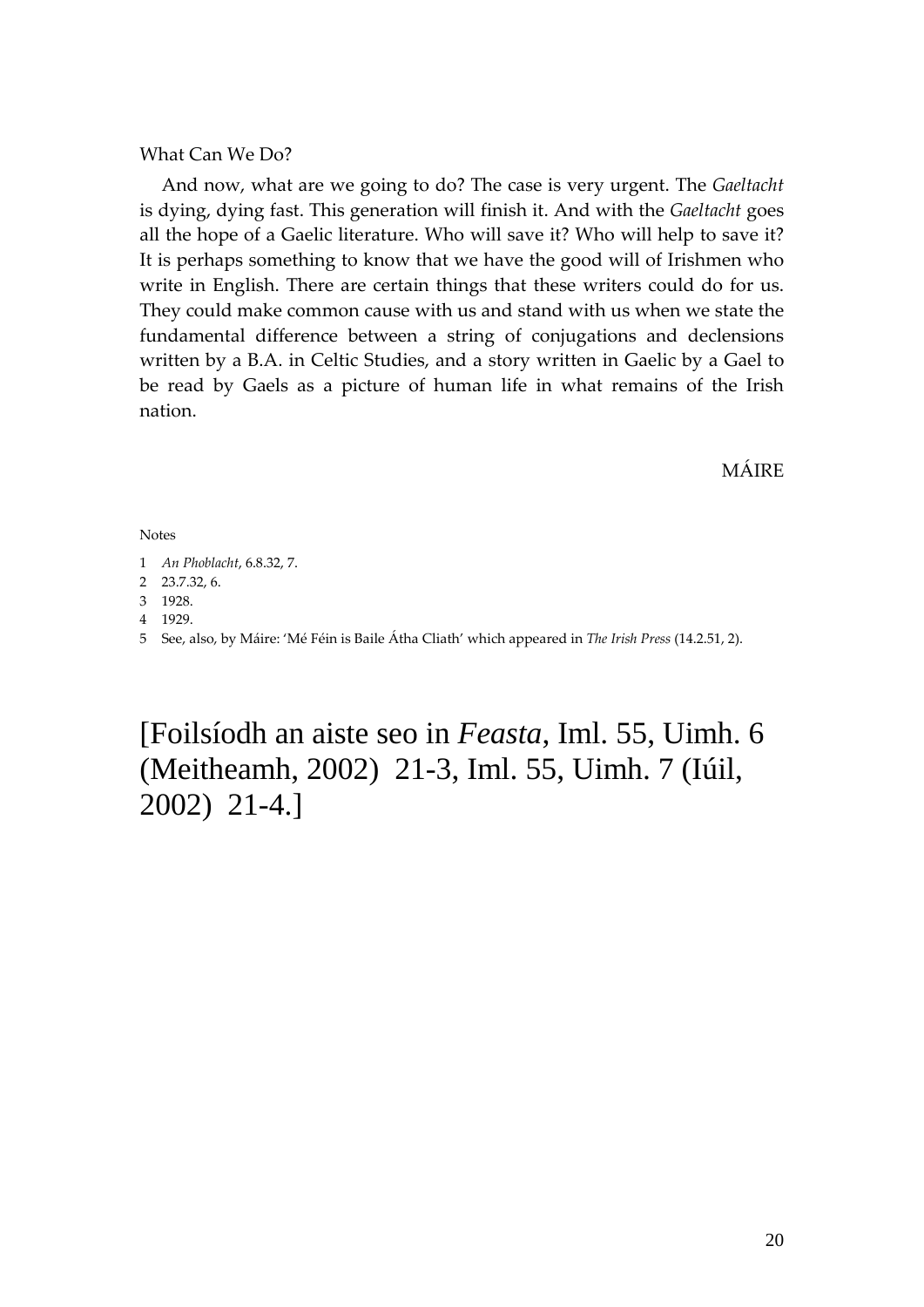What Can We Do?

And now, what are we going to do? The case is very urgent. The *Gaeltacht* is dying, dying fast. This generation will finish it. And with the *Gaeltacht* goes all the hope of a Gaelic literature. Who will save it? Who will help to save it? It is perhaps something to know that we have the good will of Irishmen who write in English. There are certain things that these writers could do for us. They could make common cause with us and stand with us when we state the fundamental difference between a string of conjugations and declensions written by a B.A. in Celtic Studies, and a story written in Gaelic by a Gael to be read by Gaels as a picture of human life in what remains of the Irish nation.

MÁIRE

Notes

1 *An Phoblacht*, 6.8.32, 7.
2 23.7.32, 6.
3 1928.
4 1929.
5 See, also, by Máire: 'Mé Féin is Baile Átha Cliath' which appeared in *The Irish Press* (14.2.51, 2).

[Foilsíodh an aiste seo in *Feasta*, Iml. 55, Uimh. 6 (Meitheamh, 2002) 21-3, Iml. 55, Uimh. 7 (Iúil, 2002) 21-4.]